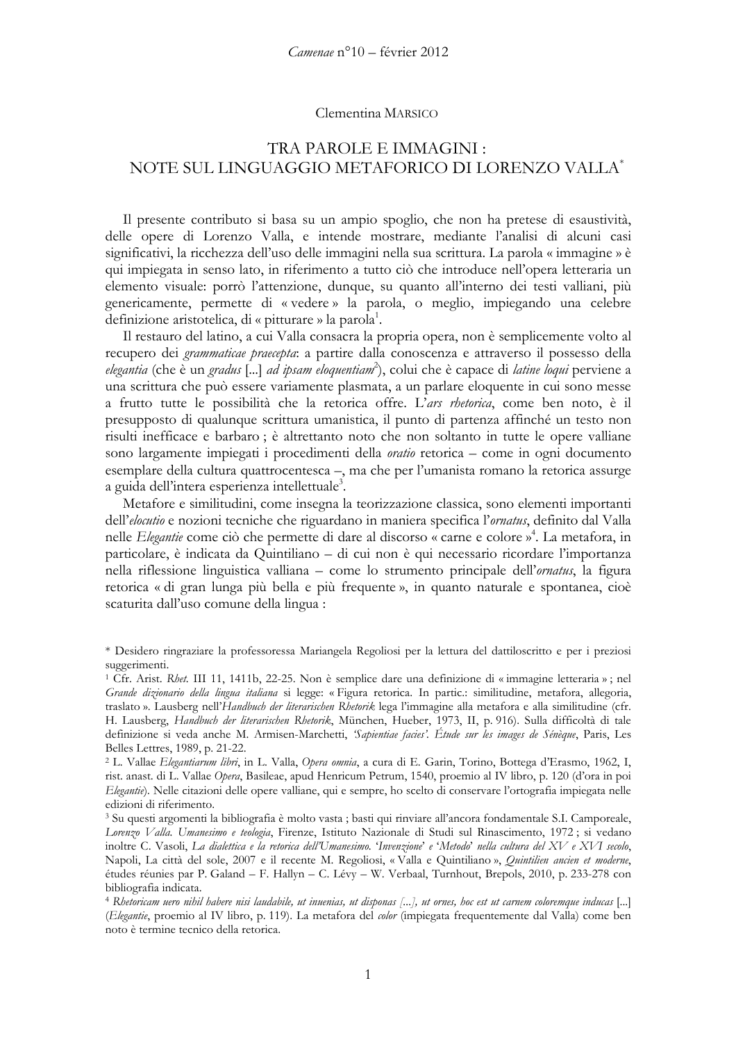Clementina MARSICO

# TRA PAROLE E IMMAGINI : NOTE SUL LINGUAGGIO METAFORICO DI LORENZO VALLA*

Il presente contributo si basa su un ampio spoglio, che non ha pretese di esaustività, delle opere di Lorenzo Valla, e intende mostrare, mediante l'analisi di alcuni casi significativi, la ricchezza dell'uso delle immagini nella sua scrittura. La parola « immagine » è qui impiegata in senso lato, in riferimento a tutto ciò che introduce nell'opera letteraria un elemento visuale: porrò l'attenzione, dunque, su quanto all'interno dei testi valliani, più genericamente, permette di « vedere » la parola, o meglio, impiegando una celebre definizione aristotelica, di « pitturare » la parola[1].

Il restauro del latino, a cui Valla consacra la propria opera, non è semplicemente volto al recupero dei *grammaticae praecepta*: a partire dalla conoscenza e attraverso il possesso della *elegantia* (che è un *gradus* [...] *ad ipsam eloquentiam*[2]), colui che è capace di *latine loqui* perviene a una scrittura che può essere variamente plasmata, a un parlare eloquente in cui sono messe a frutto tutte le possibilità che la retorica offre. L'*ars rhetorica*, come ben noto, è il presupposto di qualunque scrittura umanistica, il punto di partenza affinché un testo non risulti inefficace e barbaro ; è altrettanto noto che non soltanto in tutte le opere valliane sono largamente impiegati i procedimenti della *oratio* retorica – come in ogni documento esemplare della cultura quattrocentesca –, ma che per l'umanista romano la retorica assurge a guida dell'intera esperienza intellettuale[3].

Metafore e similitudini, come insegna la teorizzazione classica, sono elementi importanti dell'*elocutio* e nozioni tecniche che riguardano in maniera specifica l'*ornatus*, definito dal Valla nelle *Elegantie* come ciò che permette di dare al discorso « carne e colore »[4]. La metafora, in particolare, è indicata da Quintiliano – di cui non è qui necessario ricordare l'importanza nella riflessione linguistica valliana – come lo strumento principale dell'*ornatus*, la figura retorica « di gran lunga più bella e più frequente », in quanto naturale e spontanea, cioè scaturita dall'uso comune della lingua :

---

\* Desidero ringraziare la professoressa Mariangela Regoliosi per la lettura del dattiloscritto e per i preziosi suggerimenti.

[1] Cfr. Arist. *Rhet.* III 11, 1411b, 22-25. Non è semplice dare una definizione di « immagine letteraria » ; nel *Grande dizionario della lingua italiana* si legge: « Figura retorica. In partic.: similitudine, metafora, allegoria, traslato ». Lausberg nell'*Handbuch der literarischen Rhetorik* lega l'immagine alla metafora e alla similitudine (cfr. H. Lausberg, *Handbuch der literarischen Rhetorik*, München, Hueber, 1973, II, p. 916). Sulla difficoltà di tale definizione si veda anche M. Armisen-Marchetti, *'Sapientiae facies'. Étude sur les images de Sénèque*, Paris, Les Belles Lettres, 1989, p. 21-22.

[2] L. Vallae *Elegantiarum libri*, in L. Valla, *Opera omnia*, a cura di E. Garin, Torino, Bottega d'Erasmo, 1962, I, rist. anast. di L. Vallae *Opera*, Basileae, apud Henricum Petrum, 1540, proemio al IV libro, p. 120 (d'ora in poi *Elegantie*). Nelle citazioni delle opere valliane, qui e sempre, ho scelto di conservare l'ortografia impiegata nelle edizioni di riferimento.

[3] Su questi argomenti la bibliografia è molto vasta ; basti qui rinviare all'ancora fondamentale S.I. Camporeale, *Lorenzo Valla. Umanesimo e teologia*, Firenze, Istituto Nazionale di Studi sul Rinascimento, 1972 ; si vedano inoltre C. Vasoli, *La dialettica e la retorica dell'Umanesimo. 'Invenzione' e 'Metodo' nella cultura del XV e XVI secolo*, Napoli, La città del sole, 2007 e il recente M. Regoliosi, « Valla e Quintiliano », *Quintilien ancien et moderne*, études réunies par P. Galand – F. Hallyn – C. Lévy – W. Verbaal, Turnhout, Brepols, 2010, p. 233-278 con bibliografia indicata.

[4] *Rhetoricam uero nihil habere nisi laudabile, ut inuenias, ut disponas [...], ut ornes, hoc est ut carnem coloremque inducas* [...] (*Elegantie*, proemio al IV libro, p. 119). La metafora del *color* (impiegata frequentemente dal Valla) come ben noto è termine tecnico della retorica.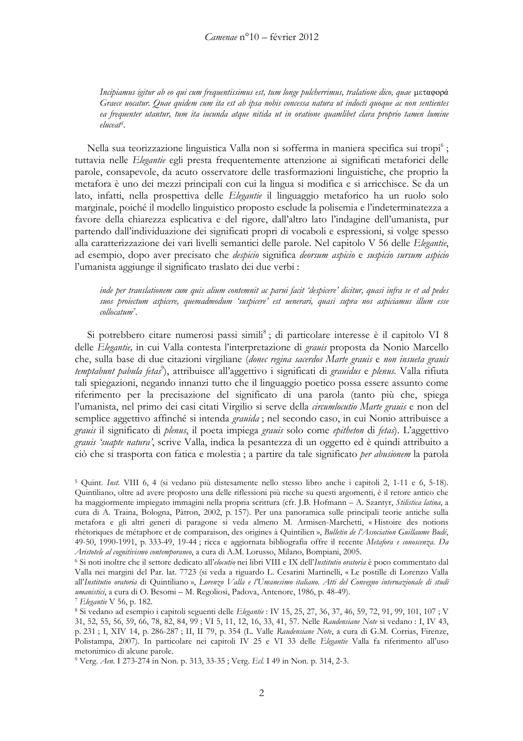*Incipiamus igitur ab eo qui cum frequentissimus est, tum longe pulcherrimus, tralatione dico, quae* μεταφορά *Graece uocatur. Quae quidem cum ita est ab ipsa nobis concessa natura ut indocti quoque ac non sentientes ea frequenter utantur, tum ita iucunda atque nitida ut in oratione quamlibet clara proprio tamen lumine eluceat*[5].

Nella sua teorizzazione linguistica Valla non si sofferma in maniera specifica sui tropi[6] ; tuttavia nelle *Elegantie* egli presta frequentemente attenzione ai significati metaforici delle parole, consapevole, da acuto osservatore delle trasformazioni linguistiche, che proprio la metafora è uno dei mezzi principali con cui la lingua si modifica e si arricchisce. Se da un lato, infatti, nella prospettiva delle *Elegantie* il linguaggio metaforico ha un ruolo solo marginale, poiché il modello linguistico proposto esclude la polisemia e l'indeterminatezza a favore della chiarezza esplicativa e del rigore, dall'altro lato l'indagine dell'umanista, pur partendo dall'individuazione dei significati propri di vocaboli e espressioni, si volge spesso alla caratterizzazione dei vari livelli semantici delle parole. Nel capitolo V 56 delle *Elegantie*, ad esempio, dopo aver precisato che *despicio* significa *deorsum aspicio* e *suspicio sursum aspicio* l'umanista aggiunge il significato traslato dei due verbi :

*inde per translationem cum quis alium contemnit ac parui facit 'despicere' dicitur, quasi infra se et ad pedes suos proiectum aspicere, quemadmodum 'suspicere' est uenerari, quasi supra nos aspiciamus illum esse collocatum*[7].

Si potrebbero citare numerosi passi simili[8] ; di particolare interesse è il capitolo VI 8 delle *Elegantie,* in cui Valla contesta l'interpretazione di *grauis* proposta da Nonio Marcello che, sulla base di due citazioni virgiliane (*donec regina sacerdos Marte grauis* e *non insueta grauis temptabunt pabula fetas*[9]), attribuisce all'aggettivo i significati di *grauidus* e *plenus.* Valla rifiuta tali spiegazioni, negando innanzi tutto che il linguaggio poetico possa essere assunto come riferimento per la precisazione del significato di una parola (tanto più che, spiega l'umanista, nel primo dei casi citati Virgilio si serve della *circumlocutio Marte grauis* e non del semplice aggettivo affinché si intenda *grauida* ; nel secondo caso, in cui Nonio attribuisce a *grauis* il significato di *plenus*, il poeta impiega *grauis* solo come *epitheton* di *fetas*). L'aggettivo *grauis 'suapte natura'*, scrive Valla, indica la pesantezza di un oggetto ed è quindi attribuito a ciò che si trasporta con fatica e molestia ; a partire da tale significato *per abusionem* la parola

---

[5] Quint. *Inst.* VIII 6, 4 (si vedano più distesamente nello stesso libro anche i capitoli 2, 1-11 e 6, 5-18). Quintiliano, oltre ad avere proposto una delle riflessioni più ricche su questi argomenti, è il retore antico che ha maggiormente impiegato immagini nella propria scrittura (cfr. J.B. Hofmann – A. Szantyr, *Stilistica latina*, a cura di A. Traina, Bologna, Pàtron, 2002, p. 157). Per una panoramica sulle principali teorie antiche sulla metafora e gli altri generi di paragone si veda almeno M. Armisen-Marchetti, « Histoire des notions rhétoriques de métaphore et de comparaison, des origines à Quintilien », *Bulletin de l'Association Guillaume Budé*, 49-50, 1990-1991, p. 333-49, 19-44 ; ricca e aggiornata bibliografia offre il recente *Metafora e conoscenza. Da Aristotele al cognitivismo contemporaneo*, a cura di A.M. Lorusso, Milano, Bompiani, 2005.

[6] Si noti inoltre che il settore dedicato all'*elocutio* nei libri VIII e IX dell'*Institutio oratoria* è poco commentato dal Valla nei margini del Par. lat. 7723 (si veda a riguardo L. Cesarini Martinelli, « Le postille di Lorenzo Valla all'*Institutio oratoria* di Quintiliano », *Lorenzo Valla e l'Umanesimo italiano. Atti del Convegno internazionale di studi umanistici*, a cura di O. Besomi – M. Regoliosi, Padova, Antenore, 1986, p. 48-49).

[7] *Elegantie* V 56, p. 182.

[8] Si vedano ad esempio i capitoli seguenti delle *Elegantie* : IV 15, 25, 27, 36, 37, 46, 59, 72, 91, 99, 101, 107 ; V 31, 52, 55, 56, 59, 66, 78, 82, 84, 99 ; VI 5, 11, 12, 16, 33, 41, 57. Nelle *Raudensiane Note* si vedano : I, IV 43, p. 231 ; I, XIV 14, p. 286-287 ; II, II 79, p. 354 (L. Valle *Raudensiane Note*, a cura di G.M. Corrias, Firenze, Polistampa, 2007). In particolare nei capitoli IV 25 e VI 33 delle *Elegantie* Valla fa riferimento all'uso metonimico di alcune parole.

[9] Verg. *Aen.* I 273-274 in Non. p. 313, 33-35 ; Verg. *Ecl.* I 49 in Non. p. 314, 2-3.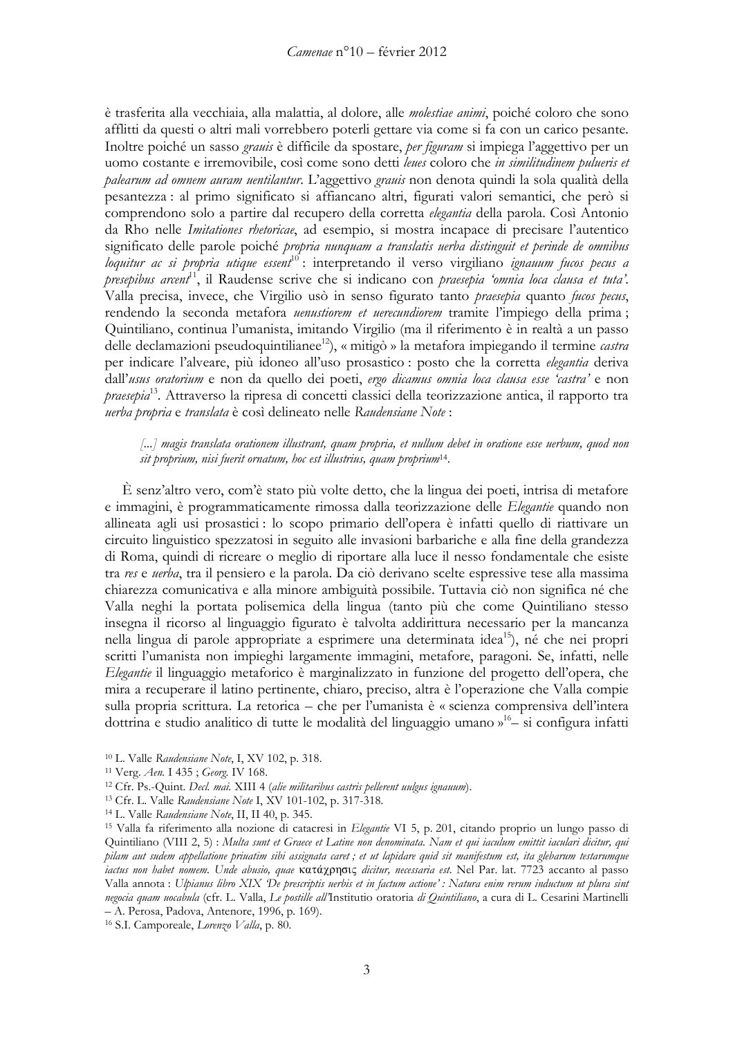è trasferita alla vecchiaia, alla malattia, al dolore, alle *molestiae animi*, poiché coloro che sono afflitti da questi o altri mali vorrebbero poterli gettare via come si fa con un carico pesante. Inoltre poiché un sasso *grauis* è difficile da spostare, *per figuram* si impiega l'aggettivo per un uomo costante e irremovibile, così come sono detti *leues* coloro che *in similitudinem pulueris et palearum ad omnem auram uentilantur*. L'aggettivo *grauis* non denota quindi la sola qualità della pesantezza : al primo significato si affiancano altri, figurati valori semantici, che però si comprendono solo a partire dal recupero della corretta *elegantia* della parola. Così Antonio da Rho nelle *Imitationes rhetoricae*, ad esempio, si mostra incapace di precisare l'autentico significato delle parole poiché *propria nunquam a translatis uerba distinguit et perinde de omnibus loquitur ac si propria utique essent*[10] : interpretando il verso virgiliano *ignauum fucos pecus a presepibus arcent*[11], il Raudense scrive che si indicano con *praesepia 'omnia loca clausa et tuta'*. Valla precisa, invece, che Virgilio usò in senso figurato tanto *praesepia* quanto *fucos pecus*, rendendo la seconda metafora *uenustiorem et uerecundiorem* tramite l'impiego della prima ; Quintiliano, continua l'umanista, imitando Virgilio (ma il riferimento è in realtà a un passo delle declamazioni pseudoquintilianee[12]), « mitigò » la metafora impiegando il termine *castra* per indicare l'alveare, più idoneo all'uso prosastico : posto che la corretta *elegantia* deriva dall'*usus oratorium* e non da quello dei poeti, *ergo dicamus omnia loca clausa esse 'castra'* e non *praesepia*[13]. Attraverso la ripresa di concetti classici della teorizzazione antica, il rapporto tra *uerba propria* e *translata* è così delineato nelle *Raudensiane Note* :

> *[...] magis translata orationem illustrant, quam propria, et nullum debet in oratione esse uerbum, quod non sit proprium, nisi fuerit ornatum, hoc est illustrius, quam proprium*[14].

È senz'altro vero, com'è stato più volte detto, che la lingua dei poeti, intrisa di metafore e immagini, è programmaticamente rimossa dalla teorizzazione delle *Elegantie* quando non allineata agli usi prosastici : lo scopo primario dell'opera è infatti quello di riattivare un circuito linguistico spezzatosi in seguito alle invasioni barbariche e alla fine della grandezza di Roma, quindi di ricreare o meglio di riportare alla luce il nesso fondamentale che esiste tra *res* e *uerba*, tra il pensiero e la parola. Da ciò derivano scelte espressive tese alla massima chiarezza comunicativa e alla minore ambiguità possibile. Tuttavia ciò non significa né che Valla neghi la portata polisemica della lingua (tanto più che come Quintiliano stesso insegna il ricorso al linguaggio figurato è talvolta addirittura necessario per la mancanza nella lingua di parole appropriate a esprimere una determinata idea[15]), né che nei propri scritti l'umanista non impieghi largamente immagini, metafore, paragoni. Se, infatti, nelle *Elegantie* il linguaggio metaforico è marginalizzato in funzione del progetto dell'opera, che mira a recuperare il latino pertinente, chiaro, preciso, altra è l'operazione che Valla compie sulla propria scrittura. La retorica – che per l'umanista è « scienza comprensiva dell'intera dottrina e studio analitico di tutte le modalità del linguaggio umano »[16]– si configura infatti

---

[10] L. Valle *Raudensiane Note*, I, XV 102, p. 318.

[11] Verg. *Aen.* I 435 ; *Georg.* IV 168.

[12] Cfr. Ps.-Quint. *Decl. mai.* XIII 4 (*alie militaribus castris pellerent uulgus ignauum*).

[13] Cfr. L. Valle *Raudensiane Note* I, XV 101-102, p. 317-318.

[14] L. Valle *Raudensiane Note*, II, II 40, p. 345.

[15] Valla fa riferimento alla nozione di catacresi in *Elegantie* VI 5, p. 201, citando proprio un lungo passo di Quintiliano (VIII 2, 5) : *Multa sunt et Graece et Latine non denominata. Nam et qui iaculum emittit iaculari dicitur, qui pilam aut sudem appellatione priuatim sibi assignata caret ; et ut lapidare quid sit manifestum est, ita glebarum testarumque iactus non habet nomem. Unde abusio, quae* κατάχρησις *dicitur, necessaria est*. Nel Par. lat. 7723 accanto al passo Valla annota : *Ulpianus libro XIX 'De prescriptis uerbis et in factum actione' : Natura enim rerum inductum ut plura sint negocia quam uocabula* (cfr. L. Valla, *Le postille all'*Institutio oratoria *di Quintiliano*, a cura di L. Cesarini Martinelli – A. Perosa, Padova, Antenore, 1996, p. 169).

[16] S.I. Camporeale, *Lorenzo Valla*, p. 80.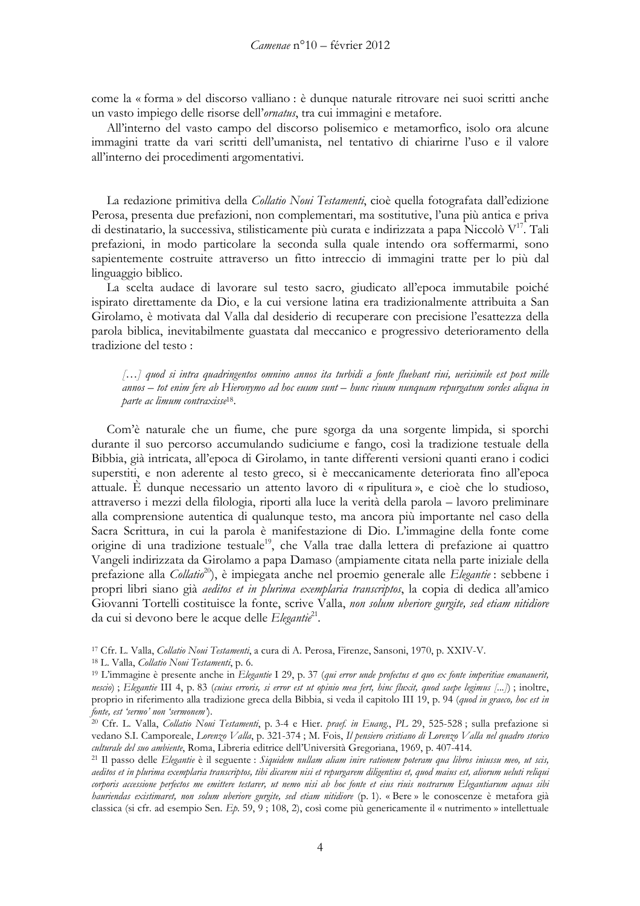come la « forma » del discorso valliano : è dunque naturale ritrovare nei suoi scritti anche un vasto impiego delle risorse dell'*ornatus*, tra cui immagini e metafore.

All'interno del vasto campo del discorso polisemico e metamorfico, isolo ora alcune immagini tratte da vari scritti dell'umanista, nel tentativo di chiarirne l'uso e il valore all'interno dei procedimenti argomentativi.

La redazione primitiva della *Collatio Noui Testamenti*, cioè quella fotografata dall'edizione Perosa, presenta due prefazioni, non complementari, ma sostitutive, l'una più antica e priva di destinatario, la successiva, stilisticamente più curata e indirizzata a papa Niccolò V[17]. Tali prefazioni, in modo particolare la seconda sulla quale intendo ora soffermarmi, sono sapientemente costruite attraverso un fitto intreccio di immagini tratte per lo più dal linguaggio biblico.

La scelta audace di lavorare sul testo sacro, giudicato all'epoca immutabile poiché ispirato direttamente da Dio, e la cui versione latina era tradizionalmente attribuita a San Girolamo, è motivata dal Valla dal desiderio di recuperare con precisione l'esattezza della parola biblica, inevitabilmente guastata dal meccanico e progressivo deterioramento della tradizione del testo :

> *[…] quod si intra quadringentos omnino annos ita turbidi a fonte fluebant riui, uerisimile est post mille annos – tot enim fere ab Hieronymo ad hoc euum sunt – hunc riuum nunquam repurgatum sordes aliqua in parte ac limum contraxisse*[18].

Com'è naturale che un fiume, che pure sgorga da una sorgente limpida, si sporchi durante il suo percorso accumulando sudiciume e fango, così la tradizione testuale della Bibbia, già intricata, all'epoca di Girolamo, in tante differenti versioni quanti erano i codici superstiti, e non aderente al testo greco, si è meccanicamente deteriorata fino all'epoca attuale. È dunque necessario un attento lavoro di « ripulitura », e cioè che lo studioso, attraverso i mezzi della filologia, riporti alla luce la verità della parola – lavoro preliminare alla comprensione autentica di qualunque testo, ma ancora più importante nel caso della Sacra Scrittura, in cui la parola è manifestazione di Dio. L'immagine della fonte come origine di una tradizione testuale[19], che Valla trae dalla lettera di prefazione ai quattro Vangeli indirizzata da Girolamo a papa Damaso (ampiamente citata nella parte iniziale della prefazione alla *Collatio*[20]), è impiegata anche nel proemio generale alle *Elegantie* : sebbene i propri libri siano già *aeditos et in plurima exemplaria transcriptos*, la copia di dedica all'amico Giovanni Tortelli costituisce la fonte, scrive Valla, *non solum uberiore gurgite, sed etiam nitidiore* da cui si devono bere le acque delle *Elegantie*[21].

---

[17] Cfr. L. Valla, *Collatio Noui Testamenti*, a cura di A. Perosa, Firenze, Sansoni, 1970, p. XXIV-V.

[18] L. Valla, *Collatio Noui Testamenti*, p. 6.

[19] L'immagine è presente anche in *Elegantie* I 29, p. 37 (*qui error unde profectus et quo ex fonte imperitiae emanauerit, nescio*) ; *Elegantie* III 4, p. 83 (*cuius erroris, si error est ut opinio mea fert, hinc fluxit, quod saepe legimus [...]*) ; inoltre, proprio in riferimento alla tradizione greca della Bibbia, si veda il capitolo III 19, p. 94 (*quod in graeco, hoc est in fonte, est 'sermo' non 'sermonem'*).

[20] Cfr. L. Valla, *Collatio Noui Testamenti*, p. 3-4 e Hier. *praef. in Euang.*, *PL* 29, 525-528 ; sulla prefazione si vedano S.I. Camporeale, *Lorenzo Valla*, p. 321-374 ; M. Fois, *Il pensiero cristiano di Lorenzo Valla nel quadro storico culturale del suo ambiente*, Roma, Libreria editrice dell'Università Gregoriana, 1969, p. 407-414.

[21] Il passo delle *Elegantie* è il seguente : *Siquidem nullam aliam inire rationem poteram qua libros iniussu meo, ut scis, aeditos et in plurima exemplaria transcriptos, tibi dicarem nisi et repurgarem diligentius et, quod maius est, aliorum ueluti reliqui corporis accessione perfectos me emittere testarer, ut nemo nisi ab hoc fonte et eius riuis nostrarum Elegantiarum aquas sibi hauriendas existimaret, non solum uberiore gurgite, sed etiam nitidiore* (p. 1). « Bere » le conoscenze è metafora già classica (si cfr. ad esempio Sen. *Ep.* 59, 9 ; 108, 2), così come più genericamente il « nutrimento » intellettuale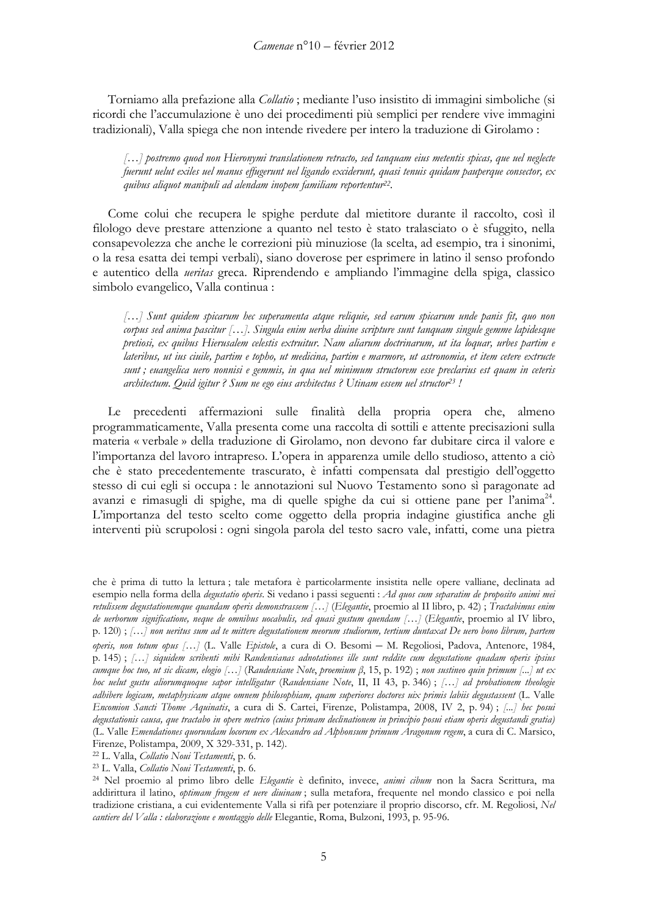Torniamo alla prefazione alla *Collatio* ; mediante l'uso insistito di immagini simboliche (si ricordi che l'accumulazione è uno dei procedimenti più semplici per rendere vive immagini tradizionali), Valla spiega che non intende rivedere per intero la traduzione di Girolamo :

> *[…] postremo quod non Hieronymi translationem retracto, sed tanquam eius metentis spicas, que uel neglecte fuerunt uelut exiles uel manus effugerunt uel ligando exciderunt, quasi tenuis quidam pauperque consector, ex quibus aliquot manipuli ad alendam inopem familiam reportentur*[22].

Come colui che recupera le spighe perdute dal mietitore durante il raccolto, così il filologo deve prestare attenzione a quanto nel testo è stato tralasciato o è sfuggito, nella consapevolezza che anche le correzioni più minuziose (la scelta, ad esempio, tra i sinonimi, o la resa esatta dei tempi verbali), siano doverose per esprimere in latino il senso profondo e autentico della *ueritas* greca. Riprendendo e ampliando l'immagine della spiga, classico simbolo evangelico, Valla continua :

> *[…] Sunt quidem spicarum hec superamenta atque reliquie, sed earum spicarum unde panis fit, quo non corpus sed anima pascitur […]. Singula enim uerba diuine scripture sunt tanquam singule gemme lapidesque pretiosi, ex quibus Hierusalem celestis extruitur. Nam aliarum doctrinarum, ut ita loquar, urbes partim e lateribus, ut ius ciuile, partim e topho, ut medicina, partim e marmore, ut astronomia, et item cetere extructe sunt ; euangelica uero nonnisi e gemmis, in qua uel minimum structorem esse preclarius est quam in ceteris architectum. Quid igitur ? Sum ne ego eius architectus ? Utinam essem uel structor*[23] *!*

Le precedenti affermazioni sulle finalità della propria opera che, almeno programmaticamente, Valla presenta come una raccolta di sottili e attente precisazioni sulla materia « verbale » della traduzione di Girolamo, non devono far dubitare circa il valore e l'importanza del lavoro intrapreso. L'opera in apparenza umile dello studioso, attento a ciò che è stato precedentemente trascurato, è infatti compensata dal prestigio dell'oggetto stesso di cui egli si occupa : le annotazioni sul Nuovo Testamento sono sì paragonate ad avanzi e rimasugli di spighe, ma di quelle spighe da cui si ottiene pane per l'anima[24]. L'importanza del testo scelto come oggetto della propria indagine giustifica anche gli interventi più scrupolosi : ogni singola parola del testo sacro vale, infatti, come una pietra

---

che è prima di tutto la lettura ; tale metafora è particolarmente insistita nelle opere valliane, declinata ad esempio nella forma della *degustatio operis*. Si vedano i passi seguenti : *Ad quos cum separatim de proposito animi mei retulissem degustationemque quandam operis demonstrassem […]* (*Elegantie*, proemio al II libro, p. 42) ; *Tractabimus enim de uerborum significatione, neque de omnibus uocabulis, sed quasi gustum quendam […]* (*Elegantie*, proemio al IV libro, p. 120) ; *[…] non ueritus sum ad te mittere degustationem meorum studiorum, tertium duntaxat De uero bono librum, partem operis, non totum opus […]* (L. Valle *Epistole*, a cura di O. Besomi – M. Regoliosi, Padova, Antenore, 1984, p. 145) ; *[…] siquidem scribenti mihi Raudensianas adnotationes ille sunt reddite cum degustatione quadam operis ipsius cumque hoc tuo, ut sic dicam, elogio […]* (*Raudensiane Note*, *proemium β*, 15, p. 192) ; *non sustineo quin primum [...] ut ex hoc uelut gustu aliorumquoque sapor intelligatur* (*Raudensiane Note*, II, II 43, p. 346) ; *[…] ad probationem theologie adhibere logicam, metaphysicam atque omnem philosophiam, quam superiores doctores uix primis labiis degustassent* (L. Valle *Encomion Sancti Thome Aquinatis*, a cura di S. Cartei, Firenze, Polistampa, 2008, IV 2, p. 94) ; *[...] hec posui degustationis causa, que tractabo in opere metrico (cuius primam declinationem in principio posui etiam operis degustandi gratia)* (L. Valle *Emendationes quorundam locorum ex Alexandro ad Alphonsum primum Aragonum regem*, a cura di C. Marsico, Firenze, Polistampa, 2009, X 329-331, p. 142).

[22] L. Valla, *Collatio Noui Testamenti*, p. 6.

[23] L. Valla, *Collatio Noui Testamenti*, p. 6.

[24] Nel proemio al primo libro delle *Elegantie* è definito, invece, *animi cibum* non la Sacra Scrittura, ma addirittura il latino, *optimam frugem et uere diuinam* ; sulla metafora, frequente nel mondo classico e poi nella tradizione cristiana, a cui evidentemente Valla si rifà per potenziare il proprio discorso, cfr. M. Regoliosi, *Nel cantiere del Valla : elaborazione e montaggio delle* Elegantie, Roma, Bulzoni, 1993, p. 95-96.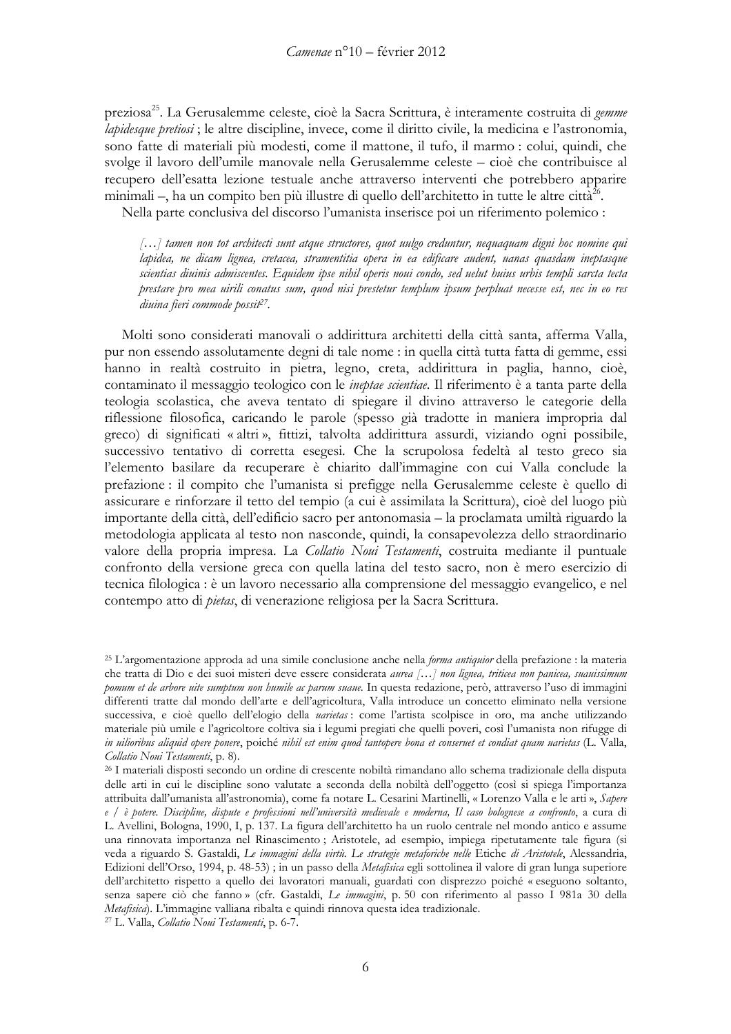preziosa[25]. La Gerusalemme celeste, cioè la Sacra Scrittura, è interamente costruita di *gemme lapidesque pretiosi* ; le altre discipline, invece, come il diritto civile, la medicina e l'astronomia, sono fatte di materiali più modesti, come il mattone, il tufo, il marmo : colui, quindi, che svolge il lavoro dell'umile manovale nella Gerusalemme celeste – cioè che contribuisce al recupero dell'esatta lezione testuale anche attraverso interventi che potrebbero apparire minimali –, ha un compito ben più illustre di quello dell'architetto in tutte le altre città[26].

Nella parte conclusiva del discorso l'umanista inserisce poi un riferimento polemico :

> *[…] tamen non tot architecti sunt atque structores, quot uulgo creduntur, nequaquam digni hoc nomine qui lapidea, ne dicam lignea, cretacea, stramentitia opera in ea edificare audent, uanas quasdam ineptasque scientias diuinis admiscentes. Equidem ipse nihil operis noui condo, sed uelut huius urbis templi sarcta tecta prestare pro mea uirili conatus sum, quod nisi prestetur templum ipsum perpluat necesse est, nec in eo res diuina fieri commode possit*[27].

Molti sono considerati manovali o addirittura architetti della città santa, afferma Valla, pur non essendo assolutamente degni di tale nome : in quella città tutta fatta di gemme, essi hanno in realtà costruito in pietra, legno, creta, addirittura in paglia, hanno, cioè, contaminato il messaggio teologico con le *ineptae scientiae*. Il riferimento è a tanta parte della teologia scolastica, che aveva tentato di spiegare il divino attraverso le categorie della riflessione filosofica, caricando le parole (spesso già tradotte in maniera impropria dal greco) di significati « altri », fittizi, talvolta addirittura assurdi, viziando ogni possibile, successivo tentativo di corretta esegesi. Che la scrupolosa fedeltà al testo greco sia l'elemento basilare da recuperare è chiarito dall'immagine con cui Valla conclude la prefazione : il compito che l'umanista si prefigge nella Gerusalemme celeste è quello di assicurare e rinforzare il tetto del tempio (a cui è assimilata la Scrittura), cioè del luogo più importante della città, dell'edificio sacro per antonomasia – la proclamata umiltà riguardo la metodologia applicata al testo non nasconde, quindi, la consapevolezza dello straordinario valore della propria impresa. La *Collatio Noui Testamenti*, costruita mediante il puntuale confronto della versione greca con quella latina del testo sacro, non è mero esercizio di tecnica filologica : è un lavoro necessario alla comprensione del messaggio evangelico, e nel contempo atto di *pietas*, di venerazione religiosa per la Sacra Scrittura.

---

[25] L'argomentazione approda ad una simile conclusione anche nella *forma antiquior* della prefazione : la materia che tratta di Dio e dei suoi misteri deve essere considerata *aurea […] non lignea, triticea non panicea, suauissimum pomum et de arbore uite sumptum non humile ac parum suaue*. In questa redazione, però, attraverso l'uso di immagini differenti tratte dal mondo dell'arte e dell'agricoltura, Valla introduce un concetto eliminato nella versione successiva, e cioè quello dell'elogio della *uarietas* : come l'artista scolpisce in oro, ma anche utilizzando materiale più umile e l'agricoltore coltiva sia i legumi pregiati che quelli poveri, così l'umanista non rifugge di *in uilioribus aliquid opere ponere*, poiché *nihil est enim quod tantopere bona et conseruet et condiat quam uarietas* (L. Valla, *Collatio Noui Testamenti*, p. 8).

[26] I materiali disposti secondo un ordine di crescente nobiltà rimandano allo schema tradizionale della disputa delle arti in cui le discipline sono valutate a seconda della nobiltà dell'oggetto (così si spiega l'importanza attribuita dall'umanista all'astronomia), come fa notare L. Cesarini Martinelli, « Lorenzo Valla e le arti », *Sapere e / è potere. Discipline, dispute e professioni nell'università medievale e moderna, Il caso bolognese a confronto*, a cura di L. Avellini, Bologna, 1990, I, p. 137. La figura dell'architetto ha un ruolo centrale nel mondo antico e assume una rinnovata importanza nel Rinascimento ; Aristotele, ad esempio, impiega ripetutamente tale figura (si veda a riguardo S. Gastaldi, *Le immagini della virtù. Le strategie metaforiche nelle* Etiche *di Aristotele*, Alessandria, Edizioni dell'Orso, 1994, p. 48-53) ; in un passo della *Metafisica* egli sottolinea il valore di gran lunga superiore dell'architetto rispetto a quello dei lavoratori manuali, guardati con disprezzo poiché « eseguono soltanto, senza sapere ciò che fanno » (cfr. Gastaldi, *Le immagini*, p. 50 con riferimento al passo I 981a 30 della *Metafisica*). L'immagine valliana ribalta e quindi rinnova questa idea tradizionale.

[27] L. Valla, *Collatio Noui Testamenti*, p. 6-7.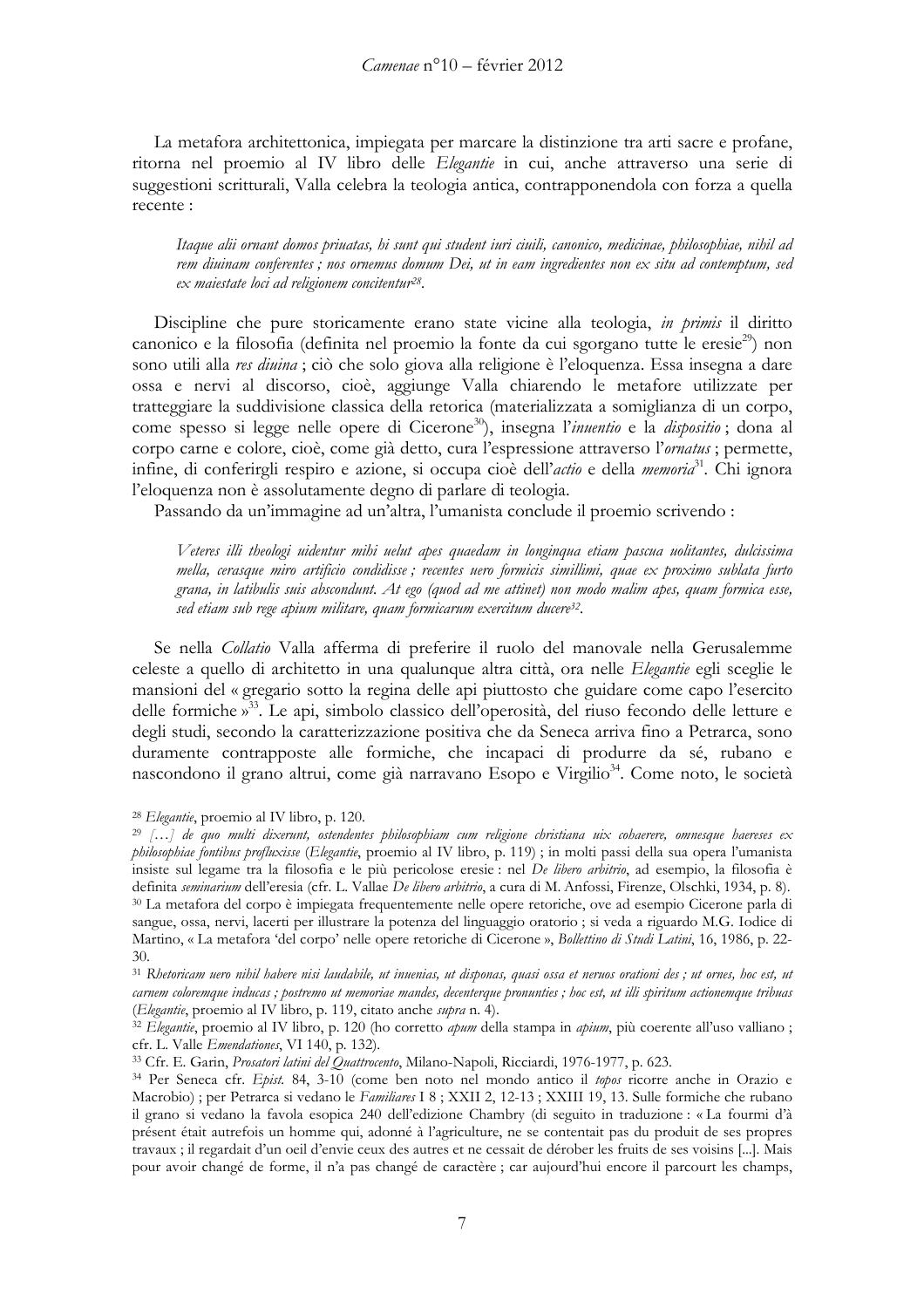La metafora architettonica, impiegata per marcare la distinzione tra arti sacre e profane, ritorna nel proemio al IV libro delle *Elegantie* in cui, anche attraverso una serie di suggestioni scritturali, Valla celebra la teologia antica, contrapponendola con forza a quella recente :

> *Itaque alii ornant domos priuatas, hi sunt qui student iuri ciuili, canonico, medicinae, philosophiae, nihil ad rem diuinam conferentes ; nos ornemus domum Dei, ut in eam ingredientes non ex situ ad contemptum, sed ex maiestate loci ad religionem concitentur*[28].

Discipline che pure storicamente erano state vicine alla teologia, *in primis* il diritto canonico e la filosofia (definita nel proemio la fonte da cui sgorgano tutte le eresie[29]) non sono utili alla *res diuina* ; ciò che solo giova alla religione è l'eloquenza. Essa insegna a dare ossa e nervi al discorso, cioè, aggiunge Valla chiarendo le metafore utilizzate per tratteggiare la suddivisione classica della retorica (materializzata a somiglianza di un corpo, come spesso si legge nelle opere di Cicerone[30]), insegna l'*inuentio* e la *dispositio* ; dona al corpo carne e colore, cioè, come già detto, cura l'espressione attraverso l'*ornatus* ; permette, infine, di conferirgli respiro e azione, si occupa cioè dell'*actio* e della *memoria*[31]. Chi ignora l'eloquenza non è assolutamente degno di parlare di teologia.

Passando da un'immagine ad un'altra, l'umanista conclude il proemio scrivendo :

> *Veteres illi theologi uidentur mihi uelut apes quaedam in longinqua etiam pascua uolitantes, dulcissima mella, cerasque miro artificio condidisse ; recentes uero formicis simillimi, quae ex proximo sublata furto grana, in latibulis suis abscondunt. At ego (quod ad me attinet) non modo malim apes, quam formica esse, sed etiam sub rege apium militare, quam formicarum exercitum ducere*[32].

Se nella *Collatio* Valla afferma di preferire il ruolo del manovale nella Gerusalemme celeste a quello di architetto in una qualunque altra città, ora nelle *Elegantie* egli sceglie le mansioni del « gregario sotto la regina delle api piuttosto che guidare come capo l'esercito delle formiche »[33]. Le api, simbolo classico dell'operosità, del riuso fecondo delle letture e degli studi, secondo la caratterizzazione positiva che da Seneca arriva fino a Petrarca, sono duramente contrapposte alle formiche, che incapaci di produrre da sé, rubano e nascondono il grano altrui, come già narravano Esopo e Virgilio[34]. Come noto, le società

---

[28] *Elegantie*, proemio al IV libro, p. 120.

[29] *[…] de quo multi dixerunt, ostendentes philosophiam cum religione christiana uix cohaerere, omnesque haereses ex philosophiae fontibus profluxisse* (*Elegantie*, proemio al IV libro, p. 119) ; in molti passi della sua opera l'umanista insiste sul legame tra la filosofia e le più pericolose eresie : nel *De libero arbitrio*, ad esempio, la filosofia è definita *seminarium* dell'eresia (cfr. L. Vallae *De libero arbitrio*, a cura di M. Anfossi, Firenze, Olschki, 1934, p. 8).

[30] La metafora del corpo è impiegata frequentemente nelle opere retoriche, ove ad esempio Cicerone parla di sangue, ossa, nervi, lacerti per illustrare la potenza del linguaggio oratorio ; si veda a riguardo M.G. Iodice di Martino, « La metafora 'del corpo' nelle opere retoriche di Cicerone », *Bollettino di Studi Latini*, 16, 1986, p. 22-30.

[31] *Rhetoricam uero nihil habere nisi laudabile, ut inuenias, ut disponas, quasi ossa et neruos orationi des ; ut ornes, hoc est, ut carnem coloremque inducas ; postremo ut memoriae mandes, decenterque pronunties ; hoc est, ut illi spiritum actionemque tribuas* (*Elegantie*, proemio al IV libro, p. 119, citato anche *supra* n. 4).

[32] *Elegantie*, proemio al IV libro, p. 120 (ho corretto *apum* della stampa in *apium*, più coerente all'uso valliano ; cfr. L. Valle *Emendationes*, VI 140, p. 132).

[33] Cfr. E. Garin, *Prosatori latini del Quattrocento*, Milano-Napoli, Ricciardi, 1976-1977, p. 623.

[34] Per Seneca cfr. *Epist.* 84, 3-10 (come ben noto nel mondo antico il *topos* ricorre anche in Orazio e Macrobio) ; per Petrarca si vedano le *Familiares* I 8 ; XXII 2, 12-13 ; XXIII 19, 13. Sulle formiche che rubano il grano si vedano la favola esopica 240 dell'edizione Chambry (di seguito in traduzione : « La fourmi d'à présent était autrefois un homme qui, adonné à l'agriculture, ne se contentait pas du produit de ses propres travaux ; il regardait d'un oeil d'envie ceux des autres et ne cessait de dérober les fruits de ses voisins [...]. Mais pour avoir changé de forme, il n'a pas changé de caractère ; car aujourd'hui encore il parcourt les champs,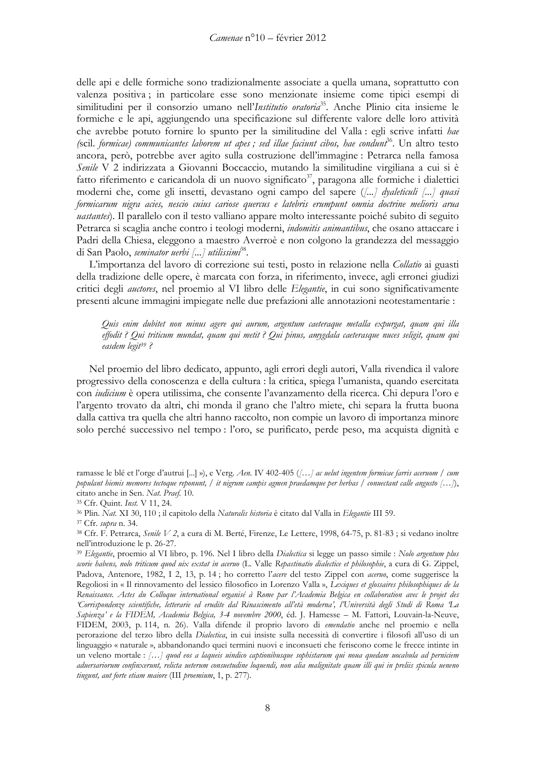delle api e delle formiche sono tradizionalmente associate a quella umana, soprattutto con valenza positiva ; in particolare esse sono menzionate insieme come tipici esempi di similitudini per il consorzio umano nell'*Institutio oratoria*[35]. Anche Plinio cita insieme le formiche e le api, aggiungendo una specificazione sul differente valore delle loro attività che avrebbe potuto fornire lo spunto per la similitudine del Valla : egli scrive infatti *hae (*scil. *formicae) communicantes laborem ut apes ; sed illae faciunt cibos, hae condunt*[36]. Un altro testo ancora, però, potrebbe aver agito sulla costruzione dell'immagine : Petrarca nella famosa *Senile* V 2 indirizzata a Giovanni Boccaccio, mutando la similitudine virgiliana a cui si è fatto riferimento e caricandola di un nuovo significato[37], paragona alle formiche i dialettici moderni che, come gli insetti, devastano ogni campo del sapere (*[...] dyaleticuli [...] quasi formicarum nigra acies, nescio cuius cariose quercus e latebris erumpunt omnia doctrine melioris arua uastantes*). Il parallelo con il testo valliano appare molto interessante poiché subito di seguito Petrarca si scaglia anche contro i teologi moderni, *indomitis animantibus*, che osano attaccare i Padri della Chiesa, eleggono a maestro Averroè e non colgono la grandezza del messaggio di San Paolo, *seminator uerbi [...] utilissimi*[38].

L'importanza del lavoro di correzione sui testi, posto in relazione nella *Collatio* ai guasti della tradizione delle opere, è marcata con forza, in riferimento, invece, agli erronei giudizi critici degli *auctores*, nel proemio al VI libro delle *Elegantie*, in cui sono significativamente presenti alcune immagini impiegate nelle due prefazioni alle annotazioni neotestamentarie :

> *Quis enim dubitet non minus agere qui aurum, argentum caeteraque metalla expurgat, quam qui illa effodit ? Qui triticum mundat, quam qui metit ? Qui pinus, amygdala caeterasque nuces seligit, quam qui easdem legit*[39] *?*

Nel proemio del libro dedicato, appunto, agli errori degli autori, Valla rivendica il valore progressivo della conoscenza e della cultura : la critica, spiega l'umanista, quando esercitata con *iudicium* è opera utilissima, che consente l'avanzamento della ricerca. Chi depura l'oro e l'argento trovato da altri, chi monda il grano che l'altro miete, chi separa la frutta buona dalla cattiva tra quella che altri hanno raccolto, non compie un lavoro di importanza minore solo perché successivo nel tempo : l'oro, se purificato, perde peso, ma acquista dignità e

---

ramasse le blé et l'orge d'autrui [...] »), e Verg. *Aen.* IV 402-405 (*[…] ac uelut ingentem formicae farris aceruom / cum populant hiemis memores tectoque reponunt, / it nigrum campis agmen praedamque per herbas / conuectant calle angusto […]*), citato anche in Sen. *Nat. Praef.* 10.

[35] Cfr. Quint. *Inst.* V 11, 24.

[36] Plin. *Nat.* XI 30, 110 ; il capitolo della *Naturalis historia* è citato dal Valla in *Elegantie* III 59.

[37] Cfr. *supra* n. 34.

[38] Cfr. F. Petrarca, *Senile V 2*, a cura di M. Berté, Firenze, Le Lettere, 1998, 64-75, p. 81-83 ; si vedano inoltre nell'introduzione le p. 26-27.

[39] *Elegantie*, proemio al VI libro, p. 196. Nel I libro della *Dialectica* si legge un passo simile : *Nolo argentum plus scorie habens, nolo triticum quod uix exstat in aceruo* (L. Valle *Repastinatio dialectice et philosophie*, a cura di G. Zippel, Padova, Antenore, 1982, I 2, 13, p. 14 ; ho corretto l'*acere* del testo Zippel con *aceruo*, come suggerisce la Regoliosi in « Il rinnovamento del lessico filosofico in Lorenzo Valla », *Lexiques et glossaires philosophiques de la Renaissance. Actes du Colloque international organisé à Rome par l'Academia Belgica en collaboration avec le projet des 'Corrispondenze scientifiche, letterarie ed erudite dal Rinascimento all'età moderna', l'Università degli Studi di Roma 'La Sapienza' e la FIDEM, Academia Belgica, 3-4 novembre 2000*, éd. J. Hamesse – M. Fattori, Louvain-la-Neuve, FIDEM, 2003, p. 114, n. 26). Valla difende il proprio lavoro di *emendatio* anche nel proemio e nella perorazione del terzo libro della *Dialectica*, in cui insiste sulla necessità di convertire i filosofi all'uso di un linguaggio « naturale », abbandonando quei termini nuovi e inconsueti che feriscono come le frecce intinte in un veleno mortale : *[…] quod eos a laqueis uindico captionibusque sophistarum qui noua quedam uocabula ad perniciem aduersariorum confinxerunt, relicta ueterum consuetudine loquendi, non alia malignitate quam illi qui in preliis spicula ueneno tingunt, aut forte etiam maiore* (III *proemium*, 1, p. 277).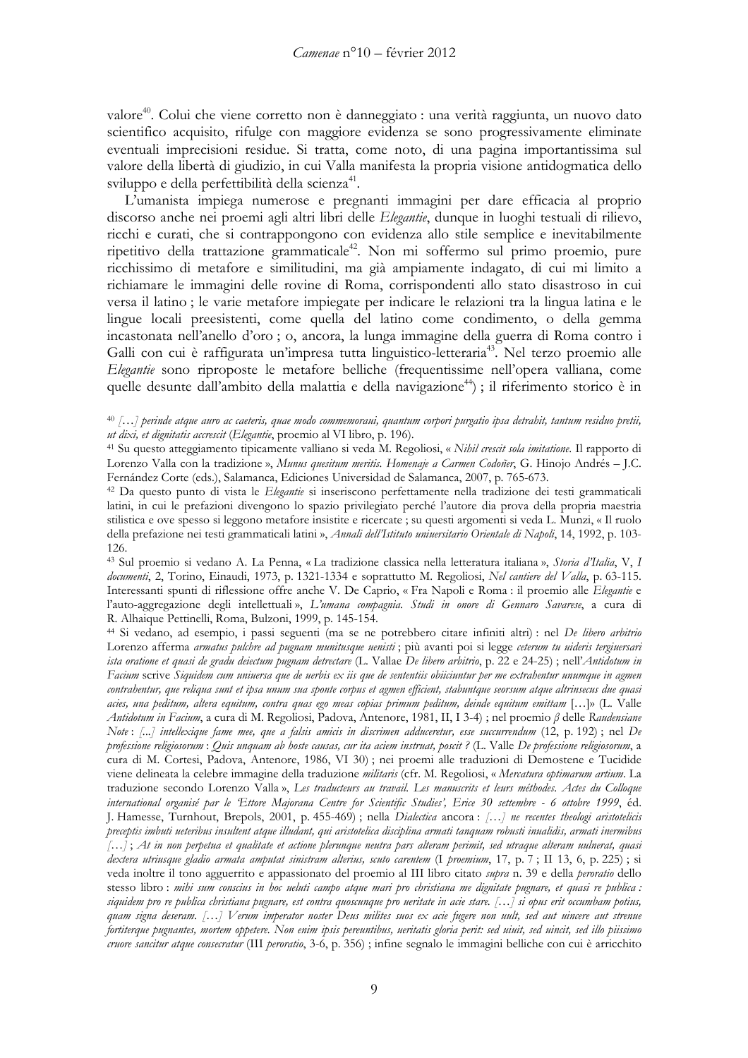valore[40]. Colui che viene corretto non è danneggiato : una verità raggiunta, un nuovo dato scientifico acquisito, rifulge con maggiore evidenza se sono progressivamente eliminate eventuali imprecisioni residue. Si tratta, come noto, di una pagina importantissima sul valore della libertà di giudizio, in cui Valla manifesta la propria visione antidogmatica dello sviluppo e della perfettibilità della scienza[41].

L'umanista impiega numerose e pregnanti immagini per dare efficacia al proprio discorso anche nei proemi agli altri libri delle *Elegantie*, dunque in luoghi testuali di rilievo, ricchi e curati, che si contrappongono con evidenza allo stile semplice e inevitabilmente ripetitivo della trattazione grammaticale[42]. Non mi soffermo sul primo proemio, pure ricchissimo di metafore e similitudini, ma già ampiamente indagato, di cui mi limito a richiamare le immagini delle rovine di Roma, corrispondenti allo stato disastroso in cui versa il latino ; le varie metafore impiegate per indicare le relazioni tra la lingua latina e le lingue locali preesistenti, come quella del latino come condimento, o della gemma incastonata nell'anello d'oro ; o, ancora, la lunga immagine della guerra di Roma contro i Galli con cui è raffigurata un'impresa tutta linguistico-letteraria[43]. Nel terzo proemio alle *Elegantie* sono riproposte le metafore belliche (frequentissime nell'opera valliana, come quelle desunte dall'ambito della malattia e della navigazione[44]) ; il riferimento storico è in

---

[40] *[…] perinde atque auro ac caeteris, quae modo commemoraui, quantum corpori purgatio ipsa detrahit, tantum residuo pretii, ut dixi, et dignitatis accrescit* (*Elegantie*, proemio al VI libro, p. 196).

[41] Su questo atteggiamento tipicamente valliano si veda M. Regoliosi, « *Nihil crescit sola imitatione*. Il rapporto di Lorenzo Valla con la tradizione », *Munus quesitum meritis. Homenaje a Carmen Codoñer*, G. Hinojo Andrés – J.C. Fernández Corte (eds.), Salamanca, Ediciones Universidad de Salamanca, 2007, p. 765-673.

[42] Da questo punto di vista le *Elegantie* si inseriscono perfettamente nella tradizione dei testi grammaticali latini, in cui le prefazioni divengono lo spazio privilegiato perché l'autore dia prova della propria maestria stilistica e ove spesso si leggono metafore insistite e ricercate ; su questi argomenti si veda L. Munzi, « Il ruolo della prefazione nei testi grammaticali latini », *Annali dell'Istituto uniuersitario Orientale di Napoli*, 14, 1992, p. 103-126.

[43] Sul proemio si vedano A. La Penna, « La tradizione classica nella letteratura italiana », *Storia d'Italia*, V, *I documenti*, 2, Torino, Einaudi, 1973, p. 1321-1334 e soprattutto M. Regoliosi, *Nel cantiere del Valla*, p. 63-115. Interessanti spunti di riflessione offre anche V. De Caprio, « Fra Napoli e Roma : il proemio alle *Elegantie* e l'auto-aggregazione degli intellettuali », *L'umana compagnia. Studi in onore di Gennaro Savarese*, a cura di R. Alhaique Pettinelli, Roma, Bulzoni, 1999, p. 145-154.

[44] Si vedano, ad esempio, i passi seguenti (ma se ne potrebbero citare infiniti altri) : nel *De libero arbitrio* Lorenzo afferma *armatus pulchre ad pugnam munitusque uenisti* ; più avanti poi si legge *ceterum tu uideris tergiuersari ista oratione et quasi de gradu deiectum pugnam detrectare* (L. Vallae *De libero arbitrio*, p. 22 e 24-25) ; nell'*Antidotum in Facium* scrive *Siquidem cum uniuersa que de uerbis ex iis que de sententiis obiiciuntur per me extrahentur unumque in agmen contrahentur, que reliqua sunt et ipsa unum sua sponte corpus et agmen efficient, stabuntque seorsum atque altrinsecus due quasi acies, una peditum, altera equitum, contra quas ego meas copias primum peditum, deinde equitum emittam* […]» (L. Valle *Antidotum in Facium*, a cura di M. Regoliosi, Padova, Antenore, 1981, II, I 3-4) ; nel proemio *β* delle *Raudensiane Note* : *[...] intellexique fame mee, que a falsis amicis in discrimen adduceretur, esse succurrendum* (12, p. 192) ; nel *De professione religiosorum* : *Quis unquam ab hoste causas, cur ita aciem instruat, poscit ?* (L. Valle *De professione religiosorum*, a cura di M. Cortesi, Padova, Antenore, 1986, VI 30) ; nei proemi alle traduzioni di Demostene e Tucidide viene delineata la celebre immagine della traduzione *militaris* (cfr. M. Regoliosi, « *Mercatura optimarum artium*. La traduzione secondo Lorenzo Valla », *Les traducteurs au travail. Les manuscrits et leurs méthodes. Actes du Colloque international organisé par le 'Ettore Majorana Centre for Scientific Studies', Erice 30 settembre - 6 ottobre 1999*, éd. J. Hamesse, Turnhout, Brepols, 2001, p. 455-469) ; nella *Dialectica* ancora : *[…] ne recentes theologi aristotelicis preceptis imbuti ueteribus insultent atque illudant, qui aristotelica disciplina armati tanquam robusti inualidis, armati inermibus […]* ; *At in non perpetua et qualitate et actione plerunque neutra pars alteram perimit, sed utraque alteram uulnerat, quasi dextera utriusque gladio armata amputat sinistram alterius, scuto carentem* (I *proemium*, 17, p. 7 ; II 13, 6, p. 225) ; si veda inoltre il tono agguerrito e appassionato del proemio al III libro citato *supra* n. 39 e della *peroratio* dello stesso libro : *mihi sum conscius in hoc ueluti campo atque mari pro christiana me dignitate pugnare, et quasi re publica : siquidem pro re publica christiana pugnare, est contra quoscunque pro ueritate in acie stare. […] si opus erit occumbam potius, quam signa deseram. […] Verum imperator noster Deus milites suos ex acie fugere non uult, sed aut uincere aut strenue fortiterque pugnantes, mortem oppetere. Non enim ipsis pereuntibus, ueritatis gloria perit: sed uiuit, sed uincit, sed illo piissimo cruore sancitur atque consecratur* (III *peroratio*, 3-6, p. 356) ; infine segnalo le immagini belliche con cui è arricchito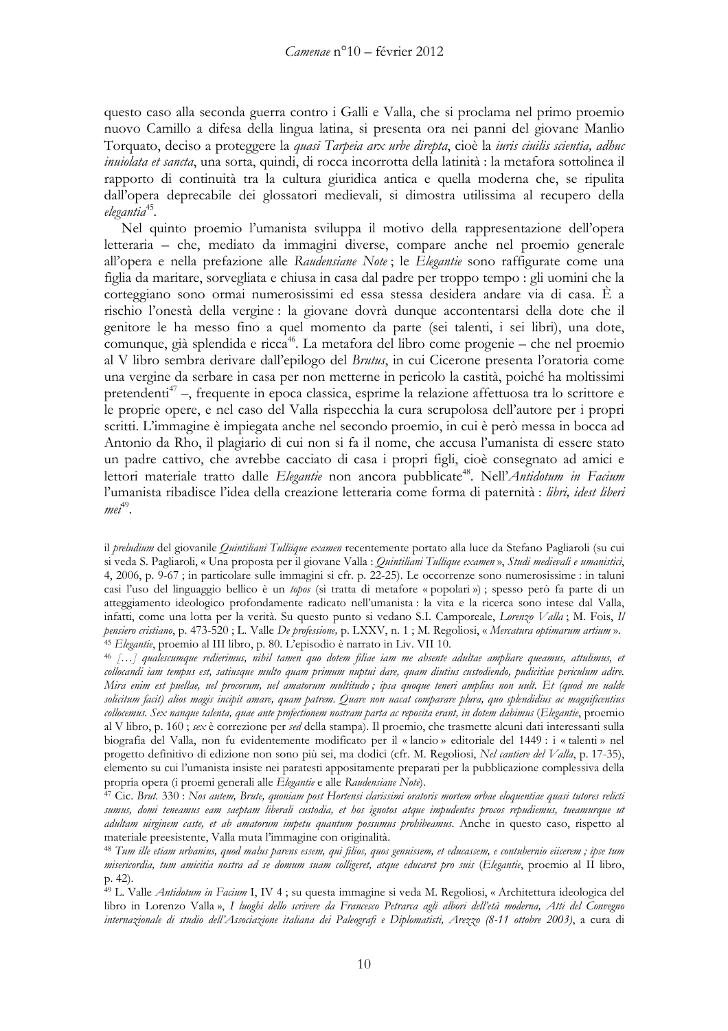questo caso alla seconda guerra contro i Galli e Valla, che si proclama nel primo proemio nuovo Camillo a difesa della lingua latina, si presenta ora nei panni del giovane Manlio Torquato, deciso a proteggere la *quasi Tarpeia arx urbe direpta*, cioè la *iuris ciuilis scientia, adhuc inuiolata et sancta*, una sorta, quindi, di rocca incorrotta della latinità : la metafora sottolinea il rapporto di continuità tra la cultura giuridica antica e quella moderna che, se ripulita dall'opera deprecabile dei glossatori medievali, si dimostra utilissima al recupero della *elegantia*[45].

Nel quinto proemio l'umanista sviluppa il motivo della rappresentazione dell'opera letteraria – che, mediato da immagini diverse, compare anche nel proemio generale all'opera e nella prefazione alle *Raudensiane Note* ; le *Elegantie* sono raffigurate come una figlia da maritare, sorvegliata e chiusa in casa dal padre per troppo tempo : gli uomini che la corteggiano sono ormai numerosissimi ed essa stessa desidera andare via di casa. È a rischio l'onestà della vergine : la giovane dovrà dunque accontentarsi della dote che il genitore le ha messo fino a quel momento da parte (sei talenti, i sei libri), una dote, comunque, già splendida e ricca[46]. La metafora del libro come progenie – che nel proemio al V libro sembra derivare dall'epilogo del *Brutus*, in cui Cicerone presenta l'oratoria come una vergine da serbare in casa per non metterne in pericolo la castità, poiché ha moltissimi pretendenti[47] –, frequente in epoca classica, esprime la relazione affettuosa tra lo scrittore e le proprie opere, e nel caso del Valla rispecchia la cura scrupolosa dell'autore per i propri scritti. L'immagine è impiegata anche nel secondo proemio, in cui è però messa in bocca ad Antonio da Rho, il plagiario di cui non si fa il nome, che accusa l'umanista di essere stato un padre cattivo, che avrebbe cacciato di casa i propri figli, cioè consegnato ad amici e lettori materiale tratto dalle *Elegantie* non ancora pubblicate[48]. Nell'*Antidotum in Facium* l'umanista ribadisce l'idea della creazione letteraria come forma di paternità : *libri, idest liberi mei*[49].

---

il *preludium* del giovanile *Quintiliani Tulliique examen* recentemente portato alla luce da Stefano Pagliaroli (su cui si veda S. Pagliaroli, « Una proposta per il giovane Valla : *Quintiliani Tullique examen* », *Studi medievali e umanistici*, 4, 2006, p. 9-67 ; in particolare sulle immagini si cfr. p. 22-25). Le occorrenze sono numerosissime : in taluni casi l'uso del linguaggio bellico è un *topos* (si tratta di metafore « popolari ») ; spesso però fa parte di un atteggiamento ideologico profondamente radicato nell'umanista : la vita e la ricerca sono intese dal Valla, infatti, come una lotta per la verità. Su questo punto si vedano S.I. Camporeale, *Lorenzo Valla* ; M. Fois, *Il pensiero cristiano*, p. 473-520 ; L. Valle *De professione*, p. LXXV, n. 1 ; M. Regoliosi, « *Mercatura optimarum artium* ».

[45] *Elegantie*, proemio al III libro, p. 80. L'episodio è narrato in Liv. VII 10.

[46] *[…] qualescumque redierimus, nihil tamen quo dotem filiae iam me absente adultae ampliare queamus, attulimus, et collocandi iam tempus est, satiusque multo quam primum nuptui dare, quam diutius custodiendo, pudicitiae periculum adire. Mira enim est puellae, uel procorum, uel amatorum multitudo ; ipsa quoque teneri amplius non uult. Et (quod me ualde solicitum facit) alios magis incipit amare, quam patrem. Quare non uacat comparare plura, quo splendidius ac magnificentius collocemus. Sex nanque talenta, quae ante profectionem nostram parta ac reposita erant, in dotem dabimus* (*Elegantie*, proemio al V libro, p. 160 ; *sex* è correzione per *sed* della stampa). Il proemio, che trasmette alcuni dati interessanti sulla biografia del Valla, non fu evidentemente modificato per il « lancio » editoriale del 1449 : i « talenti » nel progetto definitivo di edizione non sono più sei, ma dodici (cfr. M. Regoliosi, *Nel cantiere del Valla*, p. 17-35), elemento su cui l'umanista insiste nei paratesti appositamente preparati per la pubblicazione complessiva della propria opera (i proemi generali alle *Elegantie* e alle *Raudensiane Note*).

[47] Cic. *Brut.* 330 : *Nos autem, Brute, quoniam post Hortensi clarissimi oratoris mortem orbae eloquentiae quasi tutores relicti sumus, domi teneamus eam saeptam liberali custodia, et hos ignotos atque impudentes procos repudiemus, tueamurque ut adultam uirginem caste, et ab amatorum impetu quantum possumus prohibeamus*. Anche in questo caso, rispetto al materiale preesistente, Valla muta l'immagine con originalità.

[48] *Tum ille etiam urbanius, quod malus parens essem, qui filios, quos genuissem, et educassem, e contubernio eiicerem ; ipse tum misericordia, tum amicitia nostra ad se domum suam colligeret, atque educaret pro suis* (*Elegantie*, proemio al II libro, p. 42).

[49] L. Valle *Antidotum in Facium* I, IV 4 ; su questa immagine si veda M. Regoliosi, « Architettura ideologica del libro in Lorenzo Valla », *I luoghi dello scrivere da Francesco Petrarca agli albori dell'età moderna, Atti del Convegno internazionale di studio dell'Associazione italiana dei Paleografi e Diplomatisti, Arezzo (8-11 ottobre 2003)*, a cura di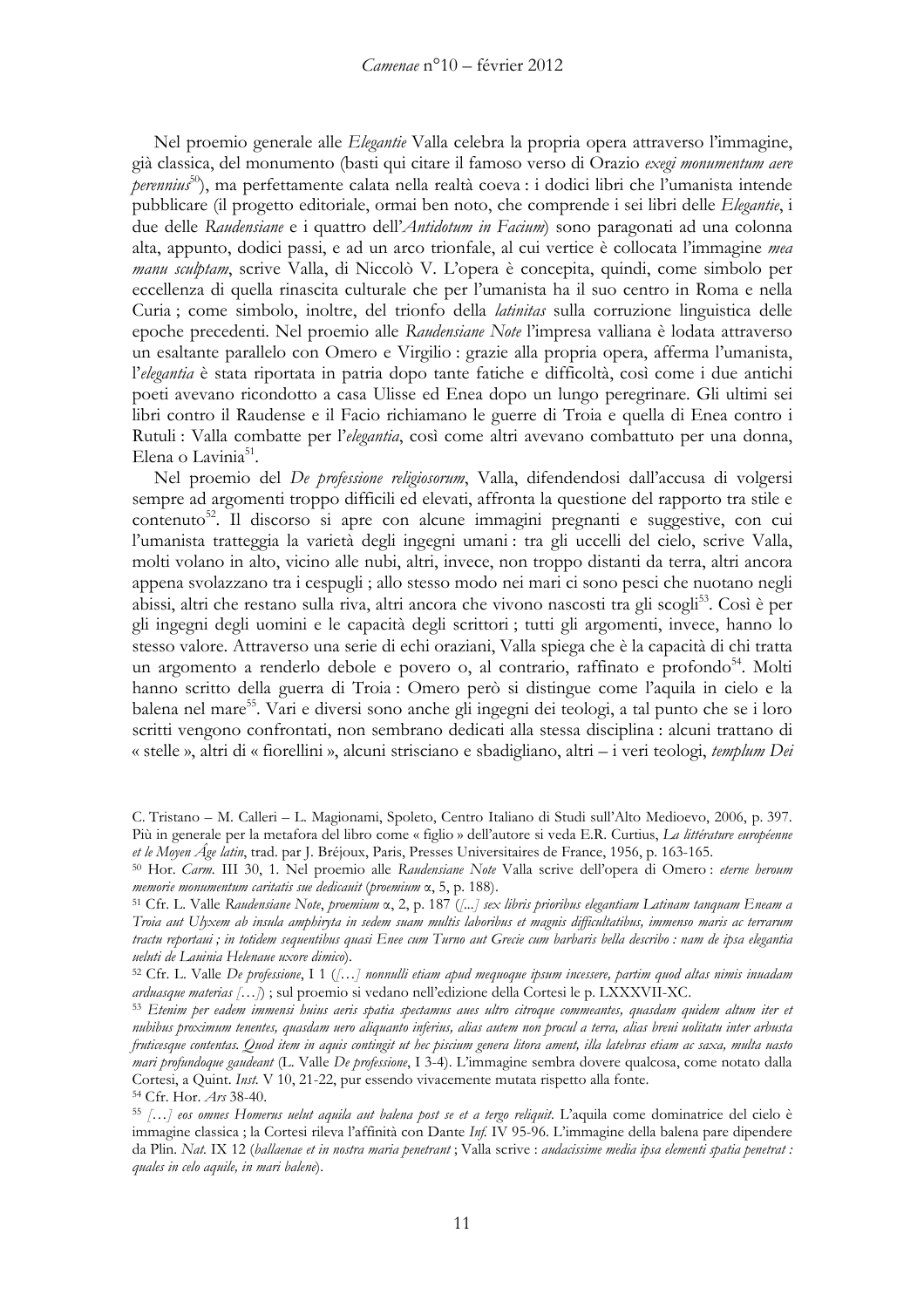Nel proemio generale alle *Elegantie* Valla celebra la propria opera attraverso l'immagine, già classica, del monumento (basti qui citare il famoso verso di Orazio *exegi monumentum aere perennius*[50]), ma perfettamente calata nella realtà coeva : i dodici libri che l'umanista intende pubblicare (il progetto editoriale, ormai ben noto, che comprende i sei libri delle *Elegantie*, i due delle *Raudensiane* e i quattro dell'*Antidotum in Facium*) sono paragonati ad una colonna alta, appunto, dodici passi, e ad un arco trionfale, al cui vertice è collocata l'immagine *mea manu sculptam*, scrive Valla, di Niccolò V. L'opera è concepita, quindi, come simbolo per eccellenza di quella rinascita culturale che per l'umanista ha il suo centro in Roma e nella Curia ; come simbolo, inoltre, del trionfo della *latinitas* sulla corruzione linguistica delle epoche precedenti. Nel proemio alle *Raudensiane Note* l'impresa valliana è lodata attraverso un esaltante parallelo con Omero e Virgilio : grazie alla propria opera, afferma l'umanista, l'*elegantia* è stata riportata in patria dopo tante fatiche e difficoltà, così come i due antichi poeti avevano ricondotto a casa Ulisse ed Enea dopo un lungo peregrinare. Gli ultimi sei libri contro il Raudense e il Facio richiamano le guerre di Troia e quella di Enea contro i Rutuli : Valla combatte per l'*elegantia*, così come altri avevano combattuto per una donna, Elena o Lavinia[51].

Nel proemio del *De professione religiosorum*, Valla, difendendosi dall'accusa di volgersi sempre ad argomenti troppo difficili ed elevati, affronta la questione del rapporto tra stile e contenuto[52]. Il discorso si apre con alcune immagini pregnanti e suggestive, con cui l'umanista tratteggia la varietà degli ingegni umani : tra gli uccelli del cielo, scrive Valla, molti volano in alto, vicino alle nubi, altri, invece, non troppo distanti da terra, altri ancora appena svolazzano tra i cespugli ; allo stesso modo nei mari ci sono pesci che nuotano negli abissi, altri che restano sulla riva, altri ancora che vivono nascosti tra gli scogli[53]. Così è per gli ingegni degli uomini e le capacità degli scrittori ; tutti gli argomenti, invece, hanno lo stesso valore. Attraverso una serie di echi oraziani, Valla spiega che è la capacità di chi tratta un argomento a renderlo debole e povero o, al contrario, raffinato e profondo[54]. Molti hanno scritto della guerra di Troia : Omero però si distingue come l'aquila in cielo e la balena nel mare[55]. Vari e diversi sono anche gli ingegni dei teologi, a tal punto che se i loro scritti vengono confrontati, non sembrano dedicati alla stessa disciplina : alcuni trattano di « stelle », altri di « fiorellini », alcuni strisciano e sbadigliano, altri – i veri teologi, *templum Dei*

---

C. Tristano – M. Calleri – L. Magionami, Spoleto, Centro Italiano di Studi sull'Alto Medioevo, 2006, p. 397. Più in generale per la metafora del libro come « figlio » dell'autore si veda E.R. Curtius, *La littérature européenne et le Moyen Âge latin*, trad. par J. Bréjoux, Paris, Presses Universitaires de France, 1956, p. 163-165.

[50] Hor. *Carm.* III 30, 1. Nel proemio alle *Raudensiane Note* Valla scrive dell'opera di Omero : *eterne heroum memorie monumentum caritatis sue dedicauit* (*proemium* α, 5, p. 188).

[51] Cfr. L. Valle *Raudensiane Note*, *proemium* α, 2, p. 187 (*[...] sex libris prioribus elegantiam Latinam tanquam Eneam a Troia aut Ulyxem ab insula amphiryta in sedem suam multis laboribus et magnis difficultatibus, immenso maris ac terrarum tractu reportaui ; in totidem sequentibus quasi Enee cum Turno aut Grecie cum barbaris bella describo : nam de ipsa elegantia ueluti de Lauinia Helenaue uxore dimico*).

[52] Cfr. L. Valle *De professione*, I 1 (*[…] nonnulli etiam apud mequoque ipsum incessere, partim quod altas nimis inuadam arduasque materias […]*) ; sul proemio si vedano nell'edizione della Cortesi le p. LXXXVII-XC.

[53] *Etenim per eadem immensi huius aeris spatia spectamus aues ultro citroque commeantes, quasdam quidem altum iter et nubibus proximum tenentes, quasdam uero aliquanto inferius, alias autem non procul a terra, alias breui uolitatu inter arbusta fruticesque contentas. Quod item in aquis contingit ut hec piscium genera litora ament, illa latebras etiam ac saxa, multa uasto mari profundoque gaudeant* (L. Valle *De professione*, I 3-4). L'immagine sembra dovere qualcosa, come notato dalla Cortesi, a Quint. *Inst.* V 10, 21-22, pur essendo vivacemente mutata rispetto alla fonte.

[54] Cfr. Hor. *Ars* 38-40.

[55] *[…] eos omnes Homerus uelut aquila aut balena post se et a tergo reliquit*. L'aquila come dominatrice del cielo è immagine classica ; la Cortesi rileva l'affinità con Dante *Inf.* IV 95-96. L'immagine della balena pare dipendere da Plin. *Nat.* IX 12 (*ballaenae et in nostra maria penetrant* ; Valla scrive : *audacissime media ipsa elementi spatia penetrat : quales in celo aquile, in mari balene*).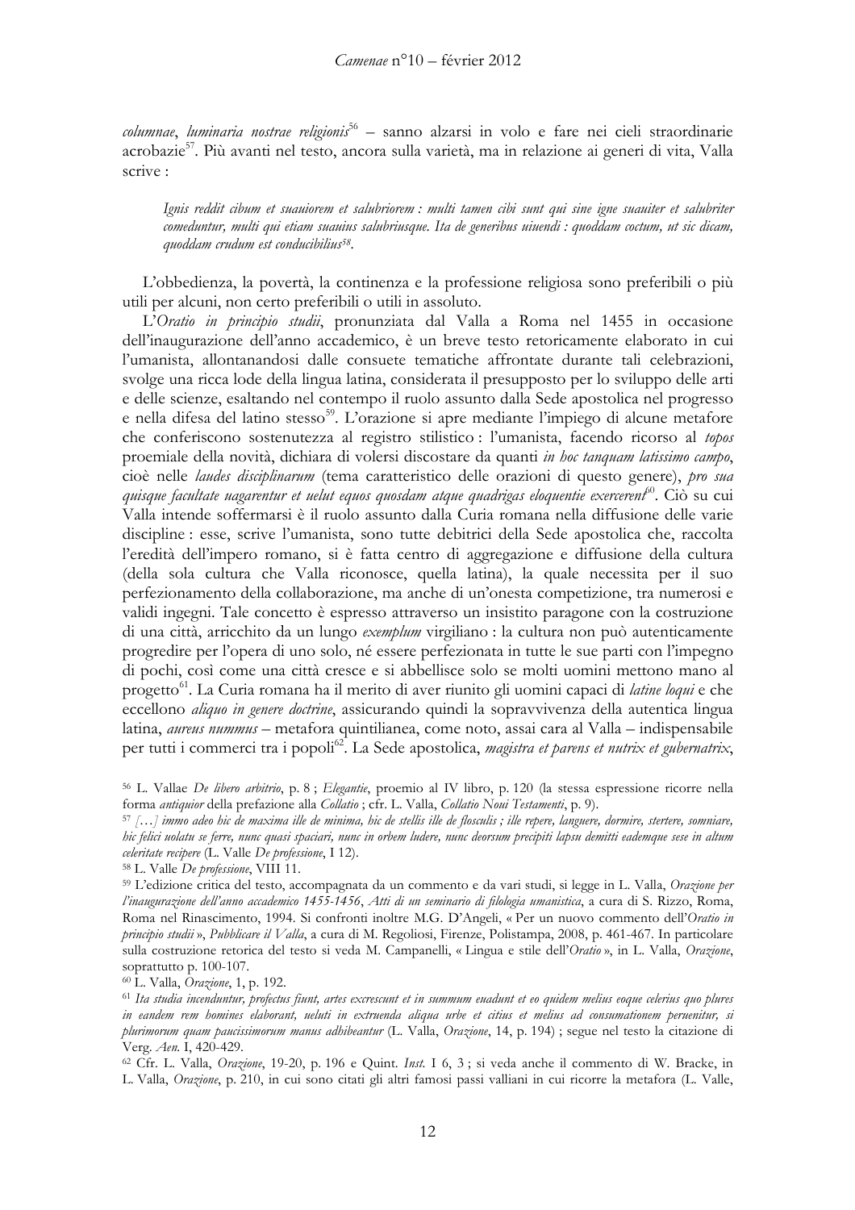*columnae*, *luminaria nostrae religionis*[56] – sanno alzarsi in volo e fare nei cieli straordinarie acrobazie[57]. Più avanti nel testo, ancora sulla varietà, ma in relazione ai generi di vita, Valla scrive :

> *Ignis reddit cibum et suauiorem et salubriorem : multi tamen cibi sunt qui sine igne suauiter et salubriter comeduntur, multi qui etiam suauius salubriusque. Ita de generibus uiuendi : quoddam coctum, ut sic dicam, quoddam crudum est conducibilius*[58].

L'obbedienza, la povertà, la continenza e la professione religiosa sono preferibili o più utili per alcuni, non certo preferibili o utili in assoluto.

L'*Oratio in principio studii*, pronunziata dal Valla a Roma nel 1455 in occasione dell'inaugurazione dell'anno accademico, è un breve testo retoricamente elaborato in cui l'umanista, allontanandosi dalle consuete tematiche affrontate durante tali celebrazioni, svolge una ricca lode della lingua latina, considerata il presupposto per lo sviluppo delle arti e delle scienze, esaltando nel contempo il ruolo assunto dalla Sede apostolica nel progresso e nella difesa del latino stesso[59]. L'orazione si apre mediante l'impiego di alcune metafore che conferiscono sostenutezza al registro stilistico : l'umanista, facendo ricorso al *topos* proemiale della novità, dichiara di volersi discostare da quanti *in hoc tanquam latissimo campo*, cioè nelle *laudes disciplinarum* (tema caratteristico delle orazioni di questo genere), *pro sua quisque facultate uagarentur et uelut equos quosdam atque quadrigas eloquentie exercerent*[60]. Ciò su cui Valla intende soffermarsi è il ruolo assunto dalla Curia romana nella diffusione delle varie discipline : esse, scrive l'umanista, sono tutte debitrici della Sede apostolica che, raccolta l'eredità dell'impero romano, si è fatta centro di aggregazione e diffusione della cultura (della sola cultura che Valla riconosce, quella latina), la quale necessita per il suo perfezionamento della collaborazione, ma anche di un'onesta competizione, tra numerosi e validi ingegni. Tale concetto è espresso attraverso un insistito paragone con la costruzione di una città, arricchito da un lungo *exemplum* virgiliano : la cultura non può autenticamente progredire per l'opera di uno solo, né essere perfezionata in tutte le sue parti con l'impegno di pochi, così come una città cresce e si abbellisce solo se molti uomini mettono mano al progetto[61]. La Curia romana ha il merito di aver riunito gli uomini capaci di *latine loqui* e che eccellono *aliquo in genere doctrine*, assicurando quindi la sopravvivenza della autentica lingua latina, *aureus nummus* – metafora quintilianea, come noto, assai cara al Valla – indispensabile per tutti i commerci tra i popoli[62]. La Sede apostolica, *magistra et parens et nutrix et gubernatrix*,

---

[56] L. Vallae *De libero arbitrio*, p. 8 ; *Elegantie*, proemio al IV libro, p. 120 (la stessa espressione ricorre nella forma *antiquior* della prefazione alla *Collatio* ; cfr. L. Valla, *Collatio Noui Testamenti*, p. 9).

[57] *[…] immo adeo hic de maxima ille de minima, hic de stellis ille de flosculis ; ille repere, languere, dormire, stertere, somniare, hic felici uolatu se ferre, nunc quasi spaciari, nunc in orbem ludere, nunc deorsum precipiti lapsu demitti eademque sese in altum celeritate recipere* (L. Valle *De professione*, I 12).

[58] L. Valle *De professione*, VIII 11.

[59] L'edizione critica del testo, accompagnata da un commento e da vari studi, si legge in L. Valla, *Orazione per l'inaugurazione dell'anno accademico 1455-1456*, *Atti di un seminario di filologia umanistica*, a cura di S. Rizzo, Roma, Roma nel Rinascimento, 1994. Si confronti inoltre M.G. D'Angeli, « Per un nuovo commento dell'*Oratio in principio studii* », *Pubblicare il Valla*, a cura di M. Regoliosi, Firenze, Polistampa, 2008, p. 461-467. In particolare sulla costruzione retorica del testo si veda M. Campanelli, « Lingua e stile dell'*Oratio* », in L. Valla, *Orazione*, soprattutto p. 100-107.

[60] L. Valla, *Orazione*, 1, p. 192.

[61] *Ita studia incenduntur, profectus fiunt, artes excrescunt et in summum euadunt et eo quidem melius eoque celerius quo plures in eandem rem homines elaborant, ueluti in extruenda aliqua urbe et citius et melius ad consumationem peruenitur, si plurimorum quam paucissimorum manus adhibeantur* (L. Valla, *Orazione*, 14, p. 194) ; segue nel testo la citazione di Verg. *Aen.* I, 420-429.

[62] Cfr. L. Valla, *Orazione*, 19-20, p. 196 e Quint. *Inst.* I 6, 3 ; si veda anche il commento di W. Bracke, in L. Valla, *Orazione*, p. 210, in cui sono citati gli altri famosi passi valliani in cui ricorre la metafora (L. Valle,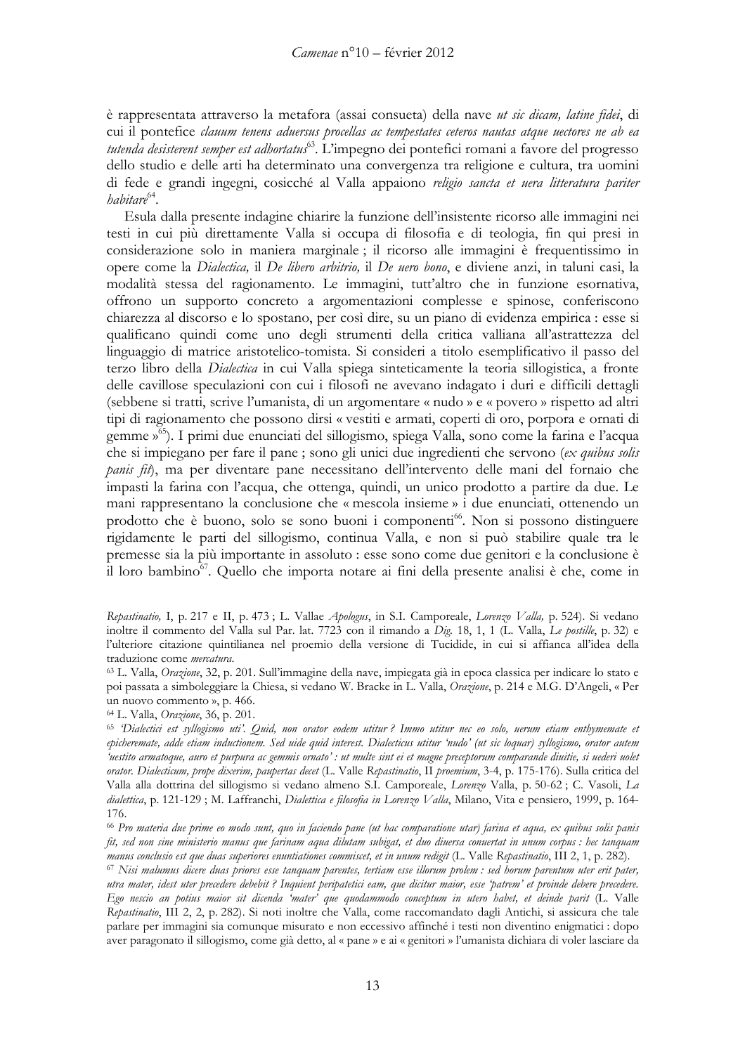è rappresentata attraverso la metafora (assai consueta) della nave *ut sic dicam, latine fidei*, di cui il pontefice *clauum tenens aduersus procellas ac tempestates ceteros nautas atque uectores ne ab ea tutenda desisterent semper est adhortatus*[63]. L'impegno dei pontefici romani a favore del progresso dello studio e delle arti ha determinato una convergenza tra religione e cultura, tra uomini di fede e grandi ingegni, cosicché al Valla appaiono *religio sancta et uera litteratura pariter habitare*[64].

Esula dalla presente indagine chiarire la funzione dell'insistente ricorso alle immagini nei testi in cui più direttamente Valla si occupa di filosofia e di teologia, fin qui presi in considerazione solo in maniera marginale ; il ricorso alle immagini è frequentissimo in opere come la *Dialectica,* il *De libero arbitrio,* il *De uero bono*, e diviene anzi, in taluni casi, la modalità stessa del ragionamento. Le immagini, tutt'altro che in funzione esornativa, offrono un supporto concreto a argomentazioni complesse e spinose, conferiscono chiarezza al discorso e lo spostano, per così dire, su un piano di evidenza empirica : esse si qualificano quindi come uno degli strumenti della critica valliana all'astrattezza del linguaggio di matrice aristotelico-tomista. Si consideri a titolo esemplificativo il passo del terzo libro della *Dialectica* in cui Valla spiega sinteticamente la teoria sillogistica, a fronte delle cavillose speculazioni con cui i filosofi ne avevano indagato i duri e difficili dettagli (sebbene si tratti, scrive l'umanista, di un argomentare « nudo » e « povero » rispetto ad altri tipi di ragionamento che possono dirsi « vestiti e armati, coperti di oro, porpora e ornati di gemme »[65]). I primi due enunciati del sillogismo, spiega Valla, sono come la farina e l'acqua che si impiegano per fare il pane ; sono gli unici due ingredienti che servono (*ex quibus solis panis fit*), ma per diventare pane necessitano dell'intervento delle mani del fornaio che impasti la farina con l'acqua, che ottenga, quindi, un unico prodotto a partire da due. Le mani rappresentano la conclusione che « mescola insieme » i due enunciati, ottenendo un prodotto che è buono, solo se sono buoni i componenti[66]. Non si possono distinguere rigidamente le parti del sillogismo, continua Valla, e non si può stabilire quale tra le premesse sia la più importante in assoluto : esse sono come due genitori e la conclusione è il loro bambino[67]. Quello che importa notare ai fini della presente analisi è che, come in

*Repastinatio,* I, p. 217 e II, p. 473 ; L. Vallae *Apologus*, in S.I. Camporeale, *Lorenzo Valla,* p. 524). Si vedano inoltre il commento del Valla sul Par. lat. 7723 con il rimando a *Dig.* 18, 1, 1 (L. Valla, *Le postille*, p. 32) e l'ulteriore citazione quintilianea nel proemio della versione di Tucidide, in cui si affianca all'idea della traduzione come *mercatura*.

[63] L. Valla, *Orazione*, 32, p. 201. Sull'immagine della nave, impiegata già in epoca classica per indicare lo stato e poi passata a simboleggiare la Chiesa, si vedano W. Bracke in L. Valla, *Orazione*, p. 214 e M.G. D'Angeli, « Per un nuovo commento », p. 466.

[64] L. Valla, *Orazione*, 36, p. 201.

[65] *'Dialectici est syllogismo uti'. Quid, non orator eodem utitur ? Immo utitur nec eo solo, uerum etiam enthymemate et epicheremate, adde etiam inductionem. Sed uide quid interest. Dialecticus utitur 'nudo' (ut sic loquar) syllogismo, orator autem 'uestito armatoque, auro et purpura ac gemmis ornato' : ut multe sint ei et magne preceptorum comparande diuitie, si uederi uolet orator. Dialecticum, prope dixerim, paupertas decet* (L. Valle *Repastinatio*, II *proemium*, 3-4, p. 175-176). Sulla critica del Valla alla dottrina del sillogismo si vedano almeno S.I. Camporeale, *Lorenzo* Valla, p. 50-62 ; C. Vasoli, *La dialettica*, p. 121-129 ; M. Laffranchi, *Dialettica e filosofia in Lorenzo Valla*, Milano, Vita e pensiero, 1999, p. 164-176.

[66] *Pro materia due prime eo modo sunt, quo in faciendo pane (ut hac comparatione utar) farina et aqua, ex quibus solis panis fit, sed non sine ministerio manus que farinam aqua dilutam subigat, et duo diuersa conuertat in unum corpus : hec tanquam manus conclusio est que duas superiores enuntiationes commiscet, et in unum redigit* (L. Valle *Repastinatio*, III 2, 1, p. 282).

[67] *Nisi malumus dicere duas priores esse tanquam parentes, tertiam esse illorum prolem : sed horum parentum uter erit pater, utra mater, idest uter precedere debebit ? Inquient peripatetici eam, que dicitur maior, esse 'patrem' et proinde debere precedere. Ego nescio an potius maior sit dicenda 'mater' que quodammodo conceptum in utero habet, et deinde parit* (L. Valle *Repastinatio*, III 2, 2, p. 282). Si noti inoltre che Valla, come raccomandato dagli Antichi, si assicura che tale parlare per immagini sia comunque misurato e non eccessivo affinché i testi non diventino enigmatici : dopo aver paragonato il sillogismo, come già detto, al « pane » e ai « genitori » l'umanista dichiara di voler lasciare da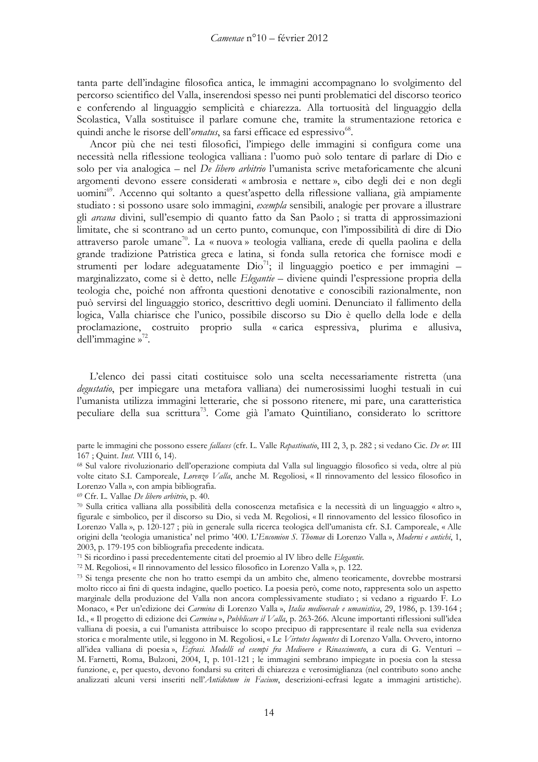tanta parte dell'indagine filosofica antica, le immagini accompagnano lo svolgimento del percorso scientifico del Valla, inserendosi spesso nei punti problematici del discorso teorico e conferendo al linguaggio semplicità e chiarezza. Alla tortuosità del linguaggio della Scolastica, Valla sostituisce il parlare comune che, tramite la strumentazione retorica e quindi anche le risorse dell'*ornatus*, sa farsi efficace ed espressivo[68].

Ancor più che nei testi filosofici, l'impiego delle immagini si configura come una necessità nella riflessione teologica valliana : l'uomo può solo tentare di parlare di Dio e solo per via analogica – nel *De libero arbitrio* l'umanista scrive metaforicamente che alcuni argomenti devono essere considerati « ambrosia e nettare », cibo degli dei e non degli uomini[69]. Accenno qui soltanto a quest'aspetto della riflessione valliana, già ampiamente studiato : si possono usare solo immagini, *exempla* sensibili, analogie per provare a illustrare gli *arcana* divini, sull'esempio di quanto fatto da San Paolo ; si tratta di approssimazioni limitate, che si scontrano ad un certo punto, comunque, con l'impossibilità di dire di Dio attraverso parole umane[70]. La « nuova » teologia valliana, erede di quella paolina e della grande tradizione Patristica greca e latina, si fonda sulla retorica che fornisce modi e strumenti per lodare adeguatamente Dio[71]; il linguaggio poetico e per immagini – marginalizzato, come si è detto, nelle *Elegantie* – diviene quindi l'espressione propria della teologia che, poiché non affronta questioni denotative e conoscibili razionalmente, non può servirsi del linguaggio storico, descrittivo degli uomini. Denunciato il fallimento della logica, Valla chiarisce che l'unico, possibile discorso su Dio è quello della lode e della proclamazione, costruito proprio sulla « carica espressiva, plurima e allusiva, dell'immagine »[72].

L'elenco dei passi citati costituisce solo una scelta necessariamente ristretta (una *degustatio*, per impiegare una metafora valliana) dei numerosissimi luoghi testuali in cui l'umanista utilizza immagini letterarie, che si possono ritenere, mi pare, una caratteristica peculiare della sua scrittura[73]. Come già l'amato Quintiliano, considerato lo scrittore

---

parte le immagini che possono essere *fallaces* (cfr. L. Valle *Repastinatio*, III 2, 3, p. 282 ; si vedano Cic. *De or.* III 167 ; Quint. *Inst.* VIII 6, 14).

[68] Sul valore rivoluzionario dell'operazione compiuta dal Valla sul linguaggio filosofico si veda, oltre al più volte citato S.I. Camporeale, *Lorenzo Valla*, anche M. Regoliosi, « Il rinnovamento del lessico filosofico in Lorenzo Valla », con ampia bibliografia.

[69] Cfr. L. Vallae *De libero arbitrio*, p. 40.

[70] Sulla critica valliana alla possibilità della conoscenza metafisica e la necessità di un linguaggio « altro », figurale e simbolico, per il discorso su Dio, si veda M. Regoliosi, « Il rinnovamento del lessico filosofico in Lorenzo Valla », p. 120-127 ; più in generale sulla ricerca teologica dell'umanista cfr. S.I. Camporeale, « Alle origini della 'teologia umanistica' nel primo '400. L'*Encomion S. Thomae* di Lorenzo Valla », *Moderni e antichi*, 1, 2003, p. 179-195 con bibliografia precedente indicata.

[71] Si ricordino i passi precedentemente citati del proemio al IV libro delle *Elegantie*.

[72] M. Regoliosi, « Il rinnovamento del lessico filosofico in Lorenzo Valla », p. 122.

[73] Si tenga presente che non ho tratto esempi da un ambito che, almeno teoricamente, dovrebbe mostrarsi molto ricco ai fini di questa indagine, quello poetico. La poesia però, come noto, rappresenta solo un aspetto marginale della produzione del Valla non ancora complessivamente studiato ; si vedano a riguardo F. Lo Monaco, « Per un'edizione dei *Carmina* di Lorenzo Valla », *Italia medioevale e umanistica*, 29, 1986, p. 139-164 ; Id., « Il progetto di edizione dei *Carmina* », *Pubblicare il Valla*, p. 263-266. Alcune importanti riflessioni sull'idea valliana di poesia, a cui l'umanista attribuisce lo scopo precipuo di rappresentare il reale nella sua evidenza storica e moralmente utile, si leggono in M. Regoliosi, « Le *Virtutes loquentes* di Lorenzo Valla. Ovvero, intorno all'idea valliana di poesia », *Ecfrasi. Modelli ed esempi fra Medioevo e Rinascimento*, a cura di G. Venturi – M. Farnetti, Roma, Bulzoni, 2004, I, p. 101-121 ; le immagini sembrano impiegate in poesia con la stessa funzione, e, per questo, devono fondarsi su criteri di chiarezza e verosimiglianza (nel contributo sono anche analizzati alcuni versi inseriti nell'*Antidotum in Facium*, descrizioni-ecfrasi legate a immagini artistiche).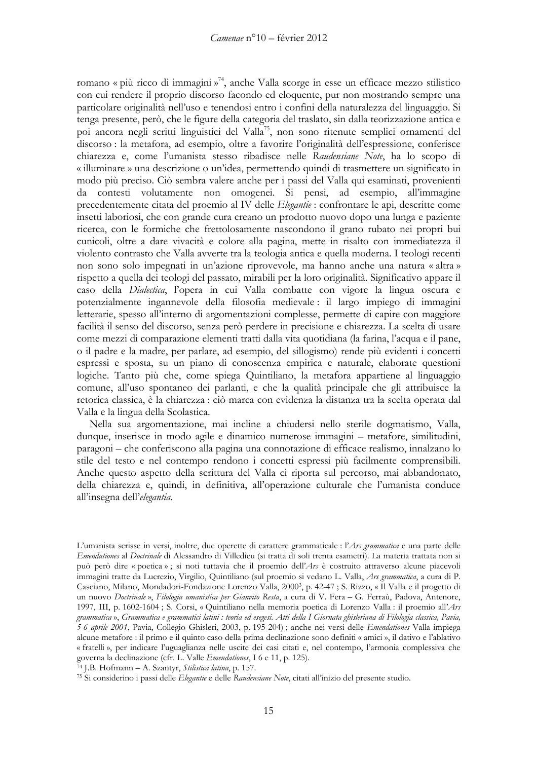romano « più ricco di immagini »[74], anche Valla scorge in esse un efficace mezzo stilistico con cui rendere il proprio discorso facondo ed eloquente, pur non mostrando sempre una particolare originalità nell'uso e tenendosi entro i confini della naturalezza del linguaggio. Si tenga presente, però, che le figure della categoria del traslato, sin dalla teorizzazione antica e poi ancora negli scritti linguistici del Valla[75], non sono ritenute semplici ornamenti del discorso : la metafora, ad esempio, oltre a favorire l'originalità dell'espressione, conferisce chiarezza e, come l'umanista stesso ribadisce nelle *Raudensiane Note*, ha lo scopo di « illuminare » una descrizione o un'idea, permettendo quindi di trasmettere un significato in modo più preciso. Ciò sembra valere anche per i passi del Valla qui esaminati, provenienti da contesti volutamente non omogenei. Si pensi, ad esempio, all'immagine precedentemente citata del proemio al IV delle *Elegantie* : confrontare le api, descritte come insetti laboriosi, che con grande cura creano un prodotto nuovo dopo una lunga e paziente ricerca, con le formiche che frettolosamente nascondono il grano rubato nei propri bui cunicoli, oltre a dare vivacità e colore alla pagina, mette in risalto con immediatezza il violento contrasto che Valla avverte tra la teologia antica e quella moderna. I teologi recenti non sono solo impegnati in un'azione riprovevole, ma hanno anche una natura « altra » rispetto a quella dei teologi del passato, mirabili per la loro originalità. Significativo appare il caso della *Dialectica*, l'opera in cui Valla combatte con vigore la lingua oscura e potenzialmente ingannevole della filosofia medievale : il largo impiego di immagini letterarie, spesso all'interno di argomentazioni complesse, permette di capire con maggiore facilità il senso del discorso, senza però perdere in precisione e chiarezza. La scelta di usare come mezzi di comparazione elementi tratti dalla vita quotidiana (la farina, l'acqua e il pane, o il padre e la madre, per parlare, ad esempio, del sillogismo) rende più evidenti i concetti espressi e sposta, su un piano di conoscenza empirica e naturale, elaborate questioni logiche. Tanto più che, come spiega Quintiliano, la metafora appartiene al linguaggio comune, all'uso spontaneo dei parlanti, e che la qualità principale che gli attribuisce la retorica classica, è la chiarezza : ciò marca con evidenza la distanza tra la scelta operata dal Valla e la lingua della Scolastica.

Nella sua argomentazione, mai incline a chiudersi nello sterile dogmatismo, Valla, dunque, inserisce in modo agile e dinamico numerose immagini – metafore, similitudini, paragoni – che conferiscono alla pagina una connotazione di efficace realismo, innalzano lo stile del testo e nel contempo rendono i concetti espressi più facilmente comprensibili. Anche questo aspetto della scrittura del Valla ci riporta sul percorso, mai abbandonato, della chiarezza e, quindi, in definitiva, all'operazione culturale che l'umanista conduce all'insegna dell'*elegantia*.

---

L'umanista scrisse in versi, inoltre, due operette di carattere grammaticale : l'*Ars grammatica* e una parte delle *Emendationes* al *Doctrinale* di Alessandro di Villedieu (si tratta di soli trenta esametri). La materia trattata non si può però dire « poetica » ; si noti tuttavia che il proemio dell'*Ars* è costruito attraverso alcune piacevoli immagini tratte da Lucrezio, Virgilio, Quintiliano (sul proemio si vedano L. Valla, *Ars grammatica*, a cura di P. Casciano, Milano, Mondadori-Fondazione Lorenzo Valla, 2000[3], p. 42-47 ; S. Rizzo, « Il Valla e il progetto di un nuovo *Doctrinale* », *Filologia umanistica per Gianvito Resta*, a cura di V. Fera – G. Ferraù, Padova, Antenore, 1997, III, p. 1602-1604 ; S. Corsi, « Quintiliano nella memoria poetica di Lorenzo Valla : il proemio all'*Ars grammatica* », *Grammatica e grammatici latini : teoria ed esegesi. Atti della I Giornata ghisleriana di Filologia classica, Pavia, 5-6 aprile 2001*, Pavia, Collegio Ghisleri, 2003, p. 195-204) ; anche nei versi delle *Emendationes* Valla impiega alcune metafore : il primo e il quinto caso della prima declinazione sono definiti « amici », il dativo e l'ablativo « fratelli », per indicare l'uguaglianza nelle uscite dei casi citati e, nel contempo, l'armonia complessiva che governa la declinazione (cfr. L. Valle *Emendationes*, I 6 e 11, p. 125).

[74] J.B. Hofmann – A. Szantyr, *Stilistica latina*, p. 157.

[75] Si considerino i passi delle *Elegantie* e delle *Raudensiane Note*, citati all'inizio del presente studio.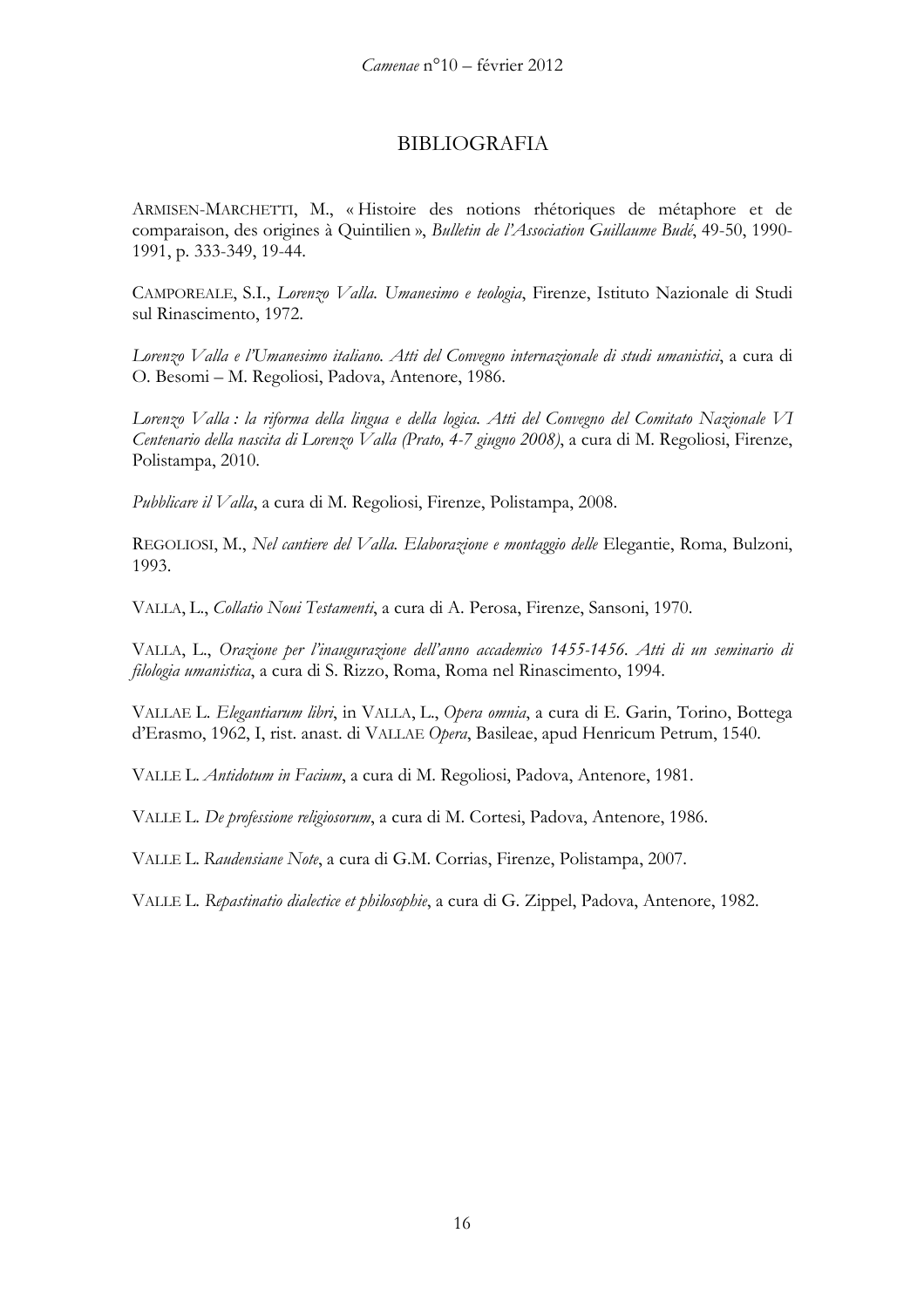# BIBLIOGRAFIA

ARMISEN-MARCHETTI, M., « Histoire des notions rhétoriques de métaphore et de comparaison, des origines à Quintilien », *Bulletin de l'Association Guillaume Budé*, 49-50, 1990-1991, p. 333-349, 19-44.

CAMPOREALE, S.I., *Lorenzo Valla. Umanesimo e teologia*, Firenze, Istituto Nazionale di Studi sul Rinascimento, 1972.

*Lorenzo Valla e l'Umanesimo italiano. Atti del Convegno internazionale di studi umanistici*, a cura di O. Besomi – M. Regoliosi, Padova, Antenore, 1986.

*Lorenzo Valla : la riforma della lingua e della logica. Atti del Convegno del Comitato Nazionale VI Centenario della nascita di Lorenzo Valla (Prato, 4-7 giugno 2008)*, a cura di M. Regoliosi, Firenze, Polistampa, 2010.

*Pubblicare il Valla*, a cura di M. Regoliosi, Firenze, Polistampa, 2008.

REGOLIOSI, M., *Nel cantiere del Valla. Elaborazione e montaggio delle* Elegantie, Roma, Bulzoni, 1993.

VALLA, L., *Collatio Noui Testamenti*, a cura di A. Perosa, Firenze, Sansoni, 1970.

VALLA, L., *Orazione per l'inaugurazione dell'anno accademico 1455-1456. Atti di un seminario di filologia umanistica*, a cura di S. Rizzo, Roma, Roma nel Rinascimento, 1994.

VALLAE L. *Elegantiarum libri*, in VALLA, L., *Opera omnia*, a cura di E. Garin, Torino, Bottega d'Erasmo, 1962, I, rist. anast. di VALLAE *Opera*, Basileae, apud Henricum Petrum, 1540.

VALLE L. *Antidotum in Facium*, a cura di M. Regoliosi, Padova, Antenore, 1981.

VALLE L. *De professione religiosorum*, a cura di M. Cortesi, Padova, Antenore, 1986.

VALLE L. *Raudensiane Note*, a cura di G.M. Corrias, Firenze, Polistampa, 2007.

VALLE L. *Repastinatio dialectice et philosophie*, a cura di G. Zippel, Padova, Antenore, 1982.